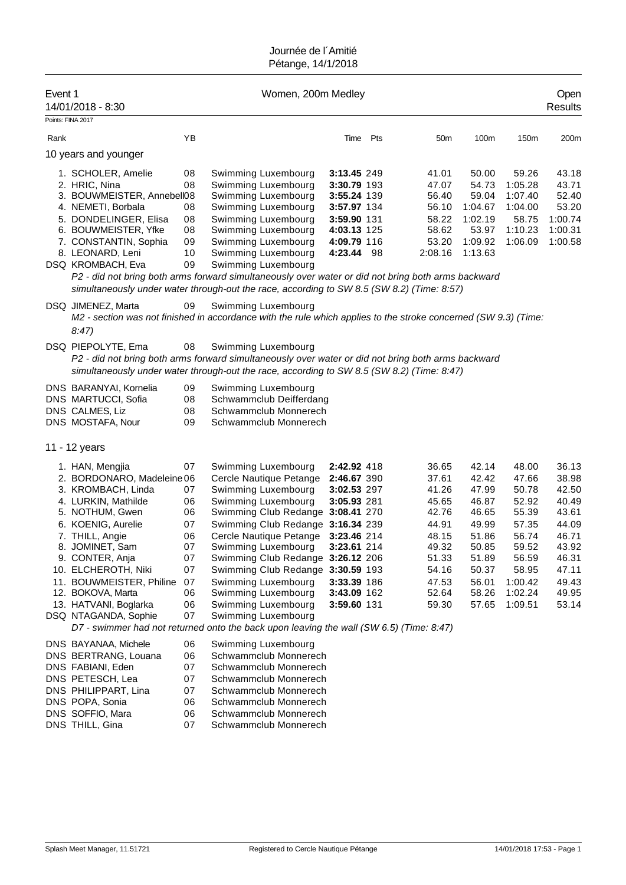Journée de l´Amitié
Pétange, 14/1/2018

## Event 1 — Women, 200m Medley — Open Results

14/01/2018 - 8:30

Points: FINA 2017

| Rank | | YB | | Time | Pts | 50m | 100m | 150m | 200m |
|---|---|---|---|---|---|---|---|---|---|
| **10 years and younger** | | | | | | | | | |
| 1. | SCHOLER, Amelie | 08 | Swimming Luxembourg | **3:13.45** | 249 | 41.01 | 50.00 | 59.26 | 43.18 |
| 2. | HRIC, Nina | 08 | Swimming Luxembourg | **3:30.79** | 193 | 47.07 | 54.73 | 1:05.28 | 43.71 |
| 3. | BOUWMEISTER, Annebell | 08 | Swimming Luxembourg | **3:55.24** | 139 | 56.40 | 59.04 | 1:07.40 | 52.40 |
| 4. | NEMETI, Borbala | 08 | Swimming Luxembourg | **3:57.97** | 134 | 56.10 | 1:04.67 | 1:04.00 | 53.20 |
| 5. | DONDELINGER, Elisa | 08 | Swimming Luxembourg | **3:59.90** | 131 | 58.22 | 1:02.19 | 58.75 | 1:00.74 |
| 6. | BOUWMEISTER, Yfke | 08 | Swimming Luxembourg | **4:03.13** | 125 | 58.62 | 53.97 | 1:10.23 | 1:00.31 |
| 7. | CONSTANTIN, Sophia | 09 | Swimming Luxembourg | **4:09.79** | 116 | 53.20 | 1:09.92 | 1:06.09 | 1:00.58 |
| 8. | LEONARD, Leni | 10 | Swimming Luxembourg | **4:23.44** | 98 | 2:08.16 | 1:13.63 | | |
| DSQ | KROMBACH, Eva | 09 | Swimming Luxembourg | | | | | | |
| | *P2 - did not bring both arms forward simultaneously over water or did not bring both arms backward simultaneously under water through-out the race, according to SW 8.5 (SW 8.2) (Time: 8:57)* | | | | | | | | |
| DSQ | JIMENEZ, Marta | 09 | Swimming Luxembourg | | | | | | |
| | *M2 - section was not finished in accordance with the rule which applies to the stroke concerned (SW 9.3) (Time: 8:47)* | | | | | | | | |
| DSQ | PIEPOLYTE, Ema | 08 | Swimming Luxembourg | | | | | | |
| | *P2 - did not bring both arms forward simultaneously over water or did not bring both arms backward simultaneously under water through-out the race, according to SW 8.5 (SW 8.2) (Time: 8:47)* | | | | | | | | |
| DNS | BARANYAI, Kornelia | 09 | Swimming Luxembourg | | | | | | |
| DNS | MARTUCCI, Sofia | 08 | Schwammclub Deifferdang | | | | | | |
| DNS | CALMES, Liz | 08 | Schwammclub Monnerech | | | | | | |
| DNS | MOSTAFA, Nour | 09 | Schwammclub Monnerech | | | | | | |
| **11 - 12 years** | | | | | | | | | |
| 1. | HAN, Mengjia | 07 | Swimming Luxembourg | **2:42.92** | 418 | 36.65 | 42.14 | 48.00 | 36.13 |
| 2. | BORDONARO, Madeleine | 06 | Cercle Nautique Petange | **2:46.67** | 390 | 37.61 | 42.42 | 47.66 | 38.98 |
| 3. | KROMBACH, Linda | 07 | Swimming Luxembourg | **3:02.53** | 297 | 41.26 | 47.99 | 50.78 | 42.50 |
| 4. | LURKIN, Mathilde | 06 | Swimming Luxembourg | **3:05.93** | 281 | 45.65 | 46.87 | 52.92 | 40.49 |
| 5. | NOTHUM, Gwen | 06 | Swimming Club Redange | **3:08.41** | 270 | 42.76 | 46.65 | 55.39 | 43.61 |
| 6. | KOENIG, Aurelie | 07 | Swimming Club Redange | **3:16.34** | 239 | 44.91 | 49.99 | 57.35 | 44.09 |
| 7. | THILL, Angie | 06 | Cercle Nautique Petange | **3:23.46** | 214 | 48.15 | 51.86 | 56.74 | 46.71 |
| 8. | JOMINET, Sam | 07 | Swimming Luxembourg | **3:23.61** | 214 | 49.32 | 50.85 | 59.52 | 43.92 |
| 9. | CONTER, Anja | 07 | Swimming Club Redange | **3:26.12** | 206 | 51.33 | 51.89 | 56.59 | 46.31 |
| 10. | ELCHEROTH, Niki | 07 | Swimming Club Redange | **3:30.59** | 193 | 54.16 | 50.37 | 58.95 | 47.11 |
| 11. | BOUWMEISTER, Philine | 07 | Swimming Luxembourg | **3:33.39** | 186 | 47.53 | 56.01 | 1:00.42 | 49.43 |
| 12. | BOKOVA, Marta | 06 | Swimming Luxembourg | **3:43.09** | 162 | 52.64 | 58.26 | 1:02.24 | 49.95 |
| 13. | HATVANI, Boglarka | 06 | Swimming Luxembourg | **3:59.60** | 131 | 59.30 | 57.65 | 1:09.51 | 53.14 |
| DSQ | NTAGANDA, Sophie | 07 | Swimming Luxembourg | | | | | | |
| | *D7 - swimmer had not returned onto the back upon leaving the wall (SW 6.5) (Time: 8:47)* | | | | | | | | |
| DNS | BAYANAA, Michele | 06 | Swimming Luxembourg | | | | | | |
| DNS | BERTRANG, Louana | 06 | Schwammclub Monnerech | | | | | | |
| DNS | FABIANI, Eden | 07 | Schwammclub Monnerech | | | | | | |
| DNS | PETESCH, Lea | 07 | Schwammclub Monnerech | | | | | | |
| DNS | PHILIPPART, Lina | 07 | Schwammclub Monnerech | | | | | | |
| DNS | POPA, Sonia | 06 | Schwammclub Monnerech | | | | | | |
| DNS | SOFFIO, Mara | 06 | Schwammclub Monnerech | | | | | | |
| DNS | THILL, Gina | 07 | Schwammclub Monnerech | | | | | | |

Splash Meet Manager, 11.51721 — Registered to Cercle Nautique Pétange — 14/01/2018 17:53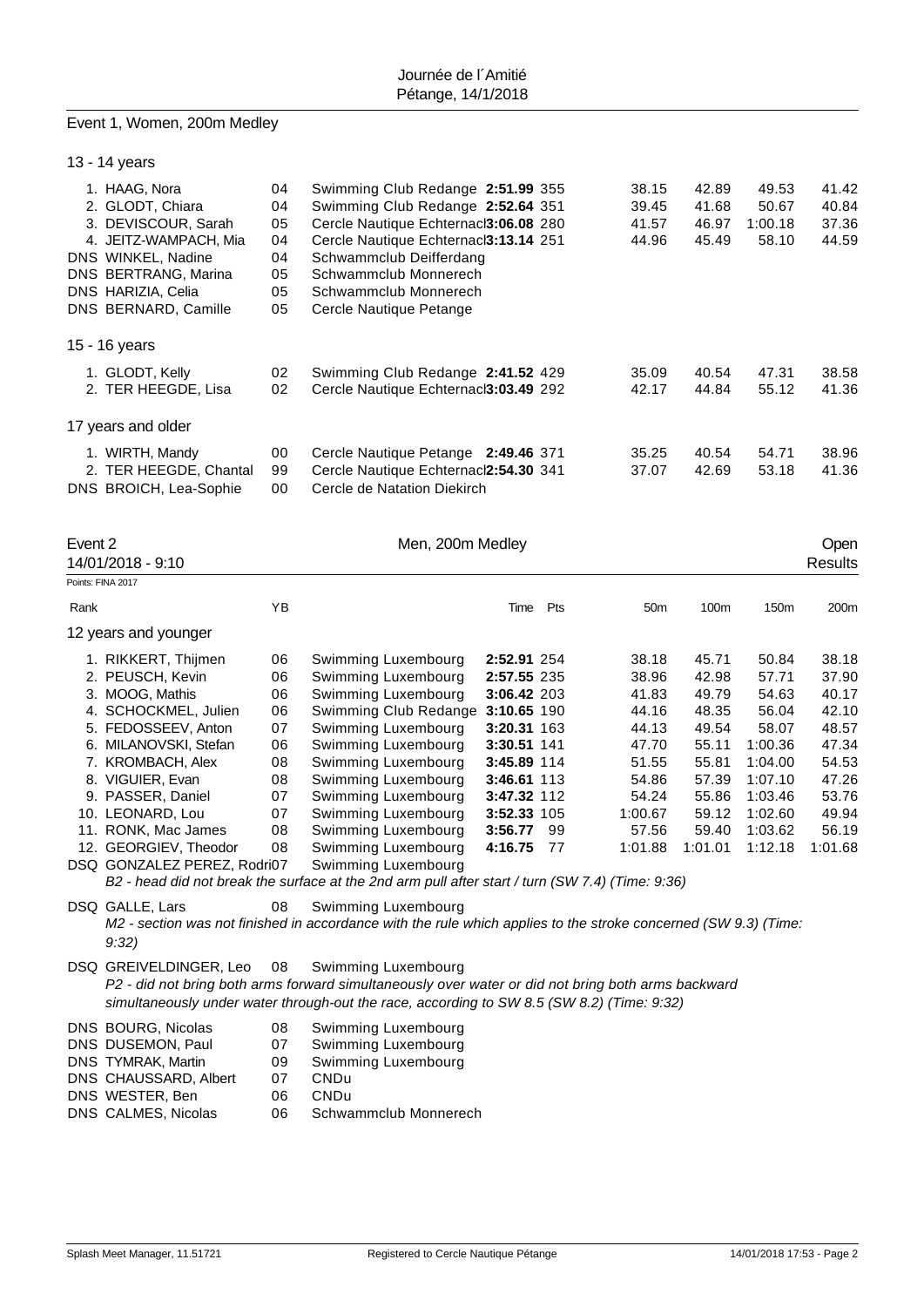Journée de l´Amitié
Pétange, 14/1/2018

## Event 1, Women, 200m Medley

### 13 - 14 years

| Rank | Name | YB | Club | Time | Pts | 50m | 100m | 150m | 200m |
|---|---|---|---|---|---|---|---|---|---|
| 1. | HAAG, Nora | 04 | Swimming Club Redange | **2:51.99** | 355 | 38.15 | 42.89 | 49.53 | 41.42 |
| 2. | GLODT, Chiara | 04 | Swimming Club Redange | **2:52.64** | 351 | 39.45 | 41.68 | 50.67 | 40.84 |
| 3. | DEVISCOUR, Sarah | 05 | Cercle Nautique Echternach | **3:06.08** | 280 | 41.57 | 46.97 | 1:00.18 | 37.36 |
| 4. | JEITZ-WAMPACH, Mia | 04 | Cercle Nautique Echternach | **3:13.14** | 251 | 44.96 | 45.49 | 58.10 | 44.59 |
| DNS | WINKEL, Nadine | 04 | Schwammclub Deifferdang | | | | | | |
| DNS | BERTRANG, Marina | 05 | Schwammclub Monnerech | | | | | | |
| DNS | HARIZIA, Celia | 05 | Schwammclub Monnerech | | | | | | |
| DNS | BERNARD, Camille | 05 | Cercle Nautique Petange | | | | | | |

### 15 - 16 years

| Rank | Name | YB | Club | Time | Pts | 50m | 100m | 150m | 200m |
|---|---|---|---|---|---|---|---|---|---|
| 1. | GLODT, Kelly | 02 | Swimming Club Redange | **2:41.52** | 429 | 35.09 | 40.54 | 47.31 | 38.58 |
| 2. | TER HEEGDE, Lisa | 02 | Cercle Nautique Echternach | **3:03.49** | 292 | 42.17 | 44.84 | 55.12 | 41.36 |

### 17 years and older

| Rank | Name | YB | Club | Time | Pts | 50m | 100m | 150m | 200m |
|---|---|---|---|---|---|---|---|---|---|
| 1. | WIRTH, Mandy | 00 | Cercle Nautique Petange | **2:49.46** | 371 | 35.25 | 40.54 | 54.71 | 38.96 |
| 2. | TER HEEGDE, Chantal | 99 | Cercle Nautique Echternach | **2:54.30** | 341 | 37.07 | 42.69 | 53.18 | 41.36 |
| DNS | BROICH, Lea-Sophie | 00 | Cercle de Natation Diekirch | | | | | | |

## Event 2 — Men, 200m Medley — Open

14/01/2018 - 9:10 — Results

Points: FINA 2017

### 12 years and younger

| Rank | Name | YB | Club | Time | Pts | 50m | 100m | 150m | 200m |
|---|---|---|---|---|---|---|---|---|---|
| 1. | RIKKERT, Thijmen | 06 | Swimming Luxembourg | **2:52.91** | 254 | 38.18 | 45.71 | 50.84 | 38.18 |
| 2. | PEUSCH, Kevin | 06 | Swimming Luxembourg | **2:57.55** | 235 | 38.96 | 42.98 | 57.71 | 37.90 |
| 3. | MOOG, Mathis | 06 | Swimming Luxembourg | **3:06.42** | 203 | 41.83 | 49.79 | 54.63 | 40.17 |
| 4. | SCHOCKMEL, Julien | 06 | Swimming Club Redange | **3:10.65** | 190 | 44.16 | 48.35 | 56.04 | 42.10 |
| 5. | FEDOSSEEV, Anton | 07 | Swimming Luxembourg | **3:20.31** | 163 | 44.13 | 49.54 | 58.07 | 48.57 |
| 6. | MILANOVSKI, Stefan | 06 | Swimming Luxembourg | **3:30.51** | 141 | 47.70 | 55.11 | 1:00.36 | 47.34 |
| 7. | KROMBACH, Alex | 08 | Swimming Luxembourg | **3:45.89** | 114 | 51.55 | 55.81 | 1:04.00 | 54.53 |
| 8. | VIGUIER, Evan | 08 | Swimming Luxembourg | **3:46.61** | 113 | 54.86 | 57.39 | 1:07.10 | 47.26 |
| 9. | PASSER, Daniel | 07 | Swimming Luxembourg | **3:47.32** | 112 | 54.24 | 55.86 | 1:03.46 | 53.76 |
| 10. | LEONARD, Lou | 07 | Swimming Luxembourg | **3:52.33** | 105 | 1:00.67 | 59.12 | 1:02.60 | 49.94 |
| 11. | RONK, Mac James | 08 | Swimming Luxembourg | **3:56.77** | 99 | 57.56 | 59.40 | 1:03.62 | 56.19 |
| 12. | GEORGIEV, Theodor | 08 | Swimming Luxembourg | **4:16.75** | 77 | 1:01.88 | 1:01.01 | 1:12.18 | 1:01.68 |
| DSQ | GONZALEZ PEREZ, Rodri | 07 | Swimming Luxembourg | | | | | | |

*B2 - head did not break the surface at the 2nd arm pull after start / turn (SW 7.4) (Time: 9:36)*

| Rank | Name | YB | Club |
|---|---|---|---|
| DSQ | GALLE, Lars | 08 | Swimming Luxembourg |

*M2 - section was not finished in accordance with the rule which applies to the stroke concerned (SW 9.3) (Time: 9:32)*

| Rank | Name | YB | Club |
|---|---|---|---|
| DSQ | GREIVELDINGER, Leo | 08 | Swimming Luxembourg |

*P2 - did not bring both arms forward simultaneously over water or did not bring both arms backward simultaneously under water through-out the race, according to SW 8.5 (SW 8.2) (Time: 9:32)*

| Rank | Name | YB | Club |
|---|---|---|---|
| DNS | BOURG, Nicolas | 08 | Swimming Luxembourg |
| DNS | DUSEMON, Paul | 07 | Swimming Luxembourg |
| DNS | TYMRAK, Martin | 09 | Swimming Luxembourg |
| DNS | CHAUSSARD, Albert | 07 | CNDu |
| DNS | WESTER, Ben | 06 | CNDu |
| DNS | CALMES, Nicolas | 06 | Schwammclub Monnerech |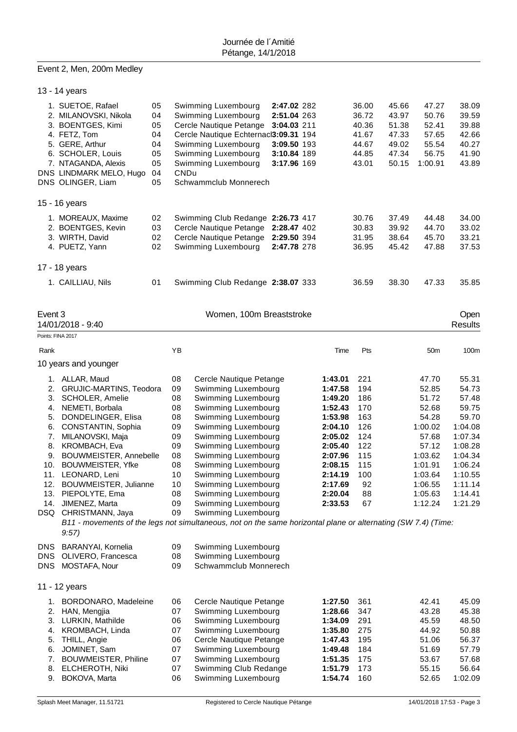Event 2, Men, 200m Medley

13 - 14 years

| Rank | Name | YB | Club | Time | Pts | 50m | 100m | 150m | 200m |
|---|---|---|---|---|---|---|---|---|---|
| 1. | SUETOE, Rafael | 05 | Swimming Luxembourg | **2:47.02** | 282 | 36.00 | 45.66 | 47.27 | 38.09 |
| 2. | MILANOVSKI, Nikola | 04 | Swimming Luxembourg | **2:51.04** | 263 | 36.72 | 43.97 | 50.76 | 39.59 |
| 3. | BOENTGES, Kimi | 05 | Cercle Nautique Petange | **3:04.03** | 211 | 40.36 | 51.38 | 52.41 | 39.88 |
| 4. | FETZ, Tom | 04 | Cercle Nautique Echternach | **3:09.31** | 194 | 41.67 | 47.33 | 57.65 | 42.66 |
| 5. | GERE, Arthur | 04 | Swimming Luxembourg | **3:09.50** | 193 | 44.67 | 49.02 | 55.54 | 40.27 |
| 6. | SCHOLER, Louis | 05 | Swimming Luxembourg | **3:10.84** | 189 | 44.85 | 47.34 | 56.75 | 41.90 |
| 7. | NTAGANDA, Alexis | 05 | Swimming Luxembourg | **3:17.96** | 169 | 43.01 | 50.15 | 1:00.91 | 43.89 |
| DNS | LINDMARK MELO, Hugo | 04 | CNDu | | | | | | |
| DNS | OLINGER, Liam | 05 | Schwammclub Monnerech | | | | | | |

15 - 16 years

| Rank | Name | YB | Club | Time | Pts | 50m | 100m | 150m | 200m |
|---|---|---|---|---|---|---|---|---|---|
| 1. | MOREAUX, Maxime | 02 | Swimming Club Redange | **2:26.73** | 417 | 30.76 | 37.49 | 44.48 | 34.00 |
| 2. | BOENTGES, Kevin | 03 | Cercle Nautique Petange | **2:28.47** | 402 | 30.83 | 39.92 | 44.70 | 33.02 |
| 3. | WIRTH, David | 02 | Cercle Nautique Petange | **2:29.50** | 394 | 31.95 | 38.64 | 45.70 | 33.21 |
| 4. | PUETZ, Yann | 02 | Swimming Luxembourg | **2:47.78** | 278 | 36.95 | 45.42 | 47.88 | 37.53 |

17 - 18 years

| Rank | Name | YB | Club | Time | Pts | 50m | 100m | 150m | 200m |
|---|---|---|---|---|---|---|---|---|---|
| 1. | CAILLIAU, Nils | 01 | Swimming Club Redange | **2:38.07** | 333 | 36.59 | 38.30 | 47.33 | 35.85 |

## Event 3 — Women, 100m Breaststroke — Open

14/01/2018 - 9:40 — Results

Points: FINA 2017

10 years and younger

| Rank | Name | YB | Club | Time | Pts | 50m | 100m |
|---|---|---|---|---|---|---|---|
| 1. | ALLAR, Maud | 08 | Cercle Nautique Petange | **1:43.01** | 221 | 47.70 | 55.31 |
| 2. | GRUJIC-MARTINS, Teodora | 09 | Swimming Luxembourg | **1:47.58** | 194 | 52.85 | 54.73 |
| 3. | SCHOLER, Amelie | 08 | Swimming Luxembourg | **1:49.20** | 186 | 51.72 | 57.48 |
| 4. | NEMETI, Borbala | 08 | Swimming Luxembourg | **1:52.43** | 170 | 52.68 | 59.75 |
| 5. | DONDELINGER, Elisa | 08 | Swimming Luxembourg | **1:53.98** | 163 | 54.28 | 59.70 |
| 6. | CONSTANTIN, Sophia | 09 | Swimming Luxembourg | **2:04.10** | 126 | 1:00.02 | 1:04.08 |
| 7. | MILANOVSKI, Maja | 09 | Swimming Luxembourg | **2:05.02** | 124 | 57.68 | 1:07.34 |
| 8. | KROMBACH, Eva | 09 | Swimming Luxembourg | **2:05.40** | 122 | 57.12 | 1:08.28 |
| 9. | BOUWMEISTER, Annebelle | 08 | Swimming Luxembourg | **2:07.96** | 115 | 1:03.62 | 1:04.34 |
| 10. | BOUWMEISTER, Yfke | 08 | Swimming Luxembourg | **2:08.15** | 115 | 1:01.91 | 1:06.24 |
| 11. | LEONARD, Leni | 10 | Swimming Luxembourg | **2:14.19** | 100 | 1:03.64 | 1:10.55 |
| 12. | BOUWMEISTER, Julianne | 10 | Swimming Luxembourg | **2:17.69** | 92 | 1:06.55 | 1:11.14 |
| 13. | PIEPOLYTE, Ema | 08 | Swimming Luxembourg | **2:20.04** | 88 | 1:05.63 | 1:14.41 |
| 14. | JIMENEZ, Marta | 09 | Swimming Luxembourg | **2:33.53** | 67 | 1:12.24 | 1:21.29 |
| DSQ | CHRISTMANN, Jaya | 09 | Swimming Luxembourg | | | | |
| DNS | BARANYAI, Kornelia | 09 | Swimming Luxembourg | | | | |
| DNS | OLIVERO, Francesca | 08 | Swimming Luxembourg | | | | |
| DNS | MOSTAFA, Nour | 09 | Schwammclub Monnerech | | | | |

*B11 - movements of the legs not simultaneous, not on the same horizontal plane or alternating (SW 7.4) (Time: 9:57)* (DSQ CHRISTMANN, Jaya)

11 - 12 years

| Rank | Name | YB | Club | Time | Pts | 50m | 100m |
|---|---|---|---|---|---|---|---|
| 1. | BORDONARO, Madeleine | 06 | Cercle Nautique Petange | **1:27.50** | 361 | 42.41 | 45.09 |
| 2. | HAN, Mengjia | 07 | Swimming Luxembourg | **1:28.66** | 347 | 43.28 | 45.38 |
| 3. | LURKIN, Mathilde | 06 | Swimming Luxembourg | **1:34.09** | 291 | 45.59 | 48.50 |
| 4. | KROMBACH, Linda | 07 | Swimming Luxembourg | **1:35.80** | 275 | 44.92 | 50.88 |
| 5. | THILL, Angie | 06 | Cercle Nautique Petange | **1:47.43** | 195 | 51.06 | 56.37 |
| 6. | JOMINET, Sam | 07 | Swimming Luxembourg | **1:49.48** | 184 | 51.69 | 57.79 |
| 7. | BOUWMEISTER, Philine | 07 | Swimming Luxembourg | **1:51.35** | 175 | 53.67 | 57.68 |
| 8. | ELCHEROTH, Niki | 07 | Swimming Club Redange | **1:51.79** | 173 | 55.15 | 56.64 |
| 9. | BOKOVA, Marta | 06 | Swimming Luxembourg | **1:54.74** | 160 | 52.65 | 1:02.09 |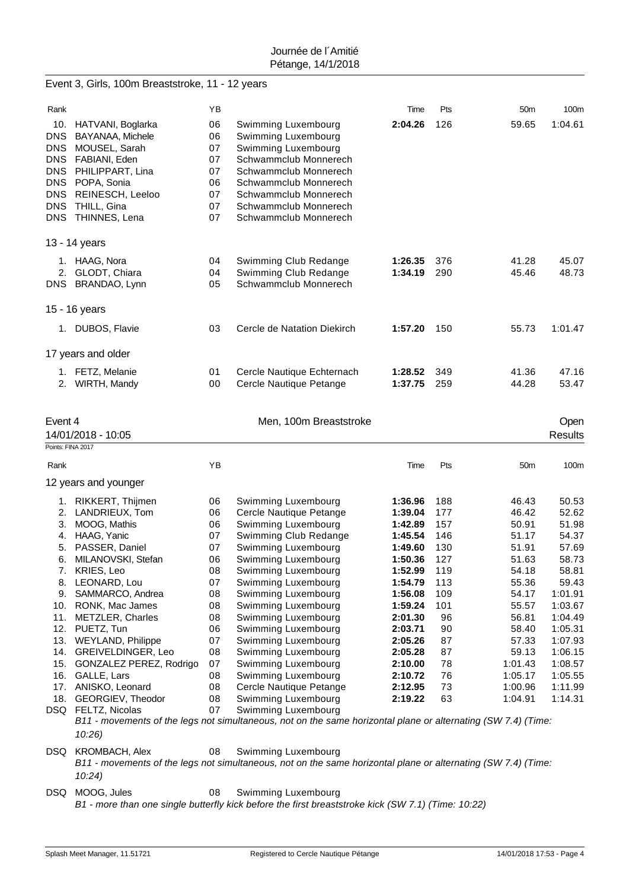## Event 3, Girls, 100m Breaststroke, 11 - 12 years

| Rank | | YB | | Time | Pts | 50m | 100m |
|---|---|---|---|---|---|---|---|
| 10. | HATVANI, Boglarka | 06 | Swimming Luxembourg | **2:04.26** | 126 | 59.65 | 1:04.61 |
| DNS | BAYANAA, Michele | 06 | Swimming Luxembourg | | | | |
| DNS | MOUSEL, Sarah | 07 | Swimming Luxembourg | | | | |
| DNS | FABIANI, Eden | 07 | Schwammclub Monnerech | | | | |
| DNS | PHILIPPART, Lina | 07 | Schwammclub Monnerech | | | | |
| DNS | POPA, Sonia | 06 | Schwammclub Monnerech | | | | |
| DNS | REINESCH, Leeloo | 07 | Schwammclub Monnerech | | | | |
| DNS | THILL, Gina | 07 | Schwammclub Monnerech | | | | |
| DNS | THINNES, Lena | 07 | Schwammclub Monnerech | | | | |

### 13 - 14 years

| Rank | | YB | | Time | Pts | 50m | 100m |
|---|---|---|---|---|---|---|---|
| 1. | HAAG, Nora | 04 | Swimming Club Redange | **1:26.35** | 376 | 41.28 | 45.07 |
| 2. | GLODT, Chiara | 04 | Swimming Club Redange | **1:34.19** | 290 | 45.46 | 48.73 |
| DNS | BRANDAO, Lynn | 05 | Schwammclub Monnerech | | | | |

### 15 - 16 years

| Rank | | YB | | Time | Pts | 50m | 100m |
|---|---|---|---|---|---|---|---|
| 1. | DUBOS, Flavie | 03 | Cercle de Natation Diekirch | **1:57.20** | 150 | 55.73 | 1:01.47 |

### 17 years and older

| Rank | | YB | | Time | Pts | 50m | 100m |
|---|---|---|---|---|---|---|---|
| 1. | FETZ, Melanie | 01 | Cercle Nautique Echternach | **1:28.52** | 349 | 41.36 | 47.16 |
| 2. | WIRTH, Mandy | 00 | Cercle Nautique Petange | **1:37.75** | 259 | 44.28 | 53.47 |

## Event 4 — Men, 100m Breaststroke — Open Results

14/01/2018 - 10:05

Points: FINA 2017

### 12 years and younger

| Rank | | YB | | Time | Pts | 50m | 100m |
|---|---|---|---|---|---|---|---|
| 1. | RIKKERT, Thijmen | 06 | Swimming Luxembourg | **1:36.96** | 188 | 46.43 | 50.53 |
| 2. | LANDRIEUX, Tom | 06 | Cercle Nautique Petange | **1:39.04** | 177 | 46.42 | 52.62 |
| 3. | MOOG, Mathis | 06 | Swimming Luxembourg | **1:42.89** | 157 | 50.91 | 51.98 |
| 4. | HAAG, Yanic | 07 | Swimming Club Redange | **1:45.54** | 146 | 51.17 | 54.37 |
| 5. | PASSER, Daniel | 07 | Swimming Luxembourg | **1:49.60** | 130 | 51.91 | 57.69 |
| 6. | MILANOVSKI, Stefan | 06 | Swimming Luxembourg | **1:50.36** | 127 | 51.63 | 58.73 |
| 7. | KRIES, Leo | 08 | Swimming Luxembourg | **1:52.99** | 119 | 54.18 | 58.81 |
| 8. | LEONARD, Lou | 07 | Swimming Luxembourg | **1:54.79** | 113 | 55.36 | 59.43 |
| 9. | SAMMARCO, Andrea | 08 | Swimming Luxembourg | **1:56.08** | 109 | 54.17 | 1:01.91 |
| 10. | RONK, Mac James | 08 | Swimming Luxembourg | **1:59.24** | 101 | 55.57 | 1:03.67 |
| 11. | METZLER, Charles | 08 | Swimming Luxembourg | **2:01.30** | 96 | 56.81 | 1:04.49 |
| 12. | PUETZ, Tun | 06 | Swimming Luxembourg | **2:03.71** | 90 | 58.40 | 1:05.31 |
| 13. | WEYLAND, Philippe | 07 | Swimming Luxembourg | **2:05.26** | 87 | 57.33 | 1:07.93 |
| 14. | GREIVELDINGER, Leo | 08 | Swimming Luxembourg | **2:05.28** | 87 | 59.13 | 1:06.15 |
| 15. | GONZALEZ PEREZ, Rodrigo | 07 | Swimming Luxembourg | **2:10.00** | 78 | 1:01.43 | 1:08.57 |
| 16. | GALLE, Lars | 08 | Swimming Luxembourg | **2:10.72** | 76 | 1:05.17 | 1:05.55 |
| 17. | ANISKO, Leonard | 08 | Cercle Nautique Petange | **2:12.95** | 73 | 1:00.96 | 1:11.99 |
| 18. | GEORGIEV, Theodor | 08 | Swimming Luxembourg | **2:19.22** | 63 | 1:04.91 | 1:14.31 |
| DSQ | FELTZ, Nicolas | 07 | Swimming Luxembourg | | | | |
| DSQ | KROMBACH, Alex | 08 | Swimming Luxembourg | | | | |
| DSQ | MOOG, Jules | 08 | Swimming Luxembourg | | | | |

FELTZ, Nicolas: *B11 - movements of the legs not simultaneous, not on the same horizontal plane or alternating (SW 7.4) (Time: 10:26)*

KROMBACH, Alex: *B11 - movements of the legs not simultaneous, not on the same horizontal plane or alternating (SW 7.4) (Time: 10:24)*

MOOG, Jules: *B1 - more than one single butterfly kick before the first breaststroke kick (SW 7.1) (Time: 10:22)*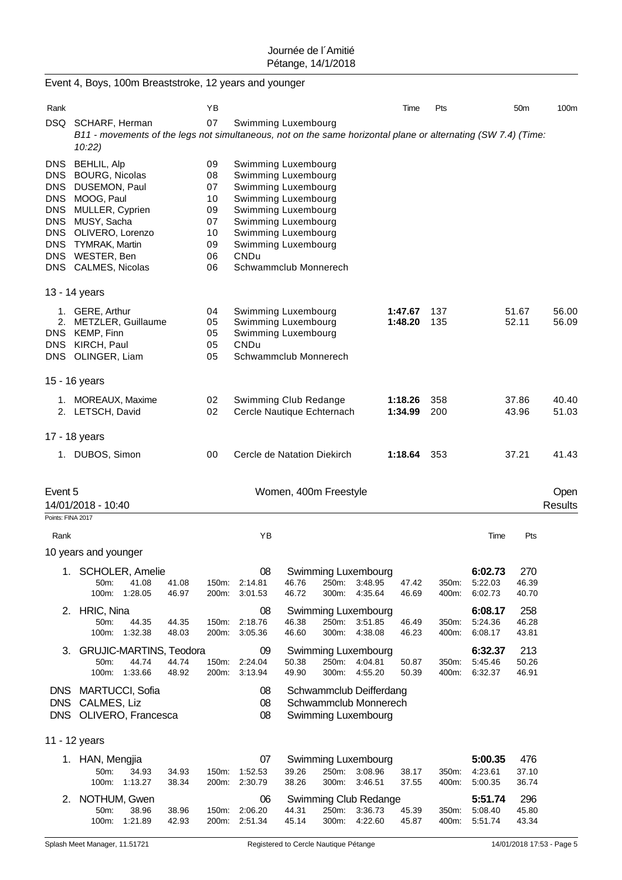## Event 4, Boys, 100m Breaststroke, 12 years and younger

| Rank | | YB | | Time | Pts | 50m | 100m |
|---|---|---|---|---|---|---|---|
| DSQ | SCHARF, Herman | 07 | Swimming Luxembourg | | | | |
| | *B11 - movements of the legs not simultaneous, not on the same horizontal plane or alternating (SW 7.4) (Time: 10:22)* | | | | | | |
| DNS | BEHLIL, Alp | 09 | Swimming Luxembourg | | | | |
| DNS | BOURG, Nicolas | 08 | Swimming Luxembourg | | | | |
| DNS | DUSEMON, Paul | 07 | Swimming Luxembourg | | | | |
| DNS | MOOG, Paul | 10 | Swimming Luxembourg | | | | |
| DNS | MULLER, Cyprien | 09 | Swimming Luxembourg | | | | |
| DNS | MUSY, Sacha | 07 | Swimming Luxembourg | | | | |
| DNS | OLIVERO, Lorenzo | 10 | Swimming Luxembourg | | | | |
| DNS | TYMRAK, Martin | 09 | Swimming Luxembourg | | | | |
| DNS | WESTER, Ben | 06 | CNDu | | | | |
| DNS | CALMES, Nicolas | 06 | Schwammclub Monnerech | | | | |

### 13 - 14 years

| Rank | | YB | | Time | Pts | 50m | 100m |
|---|---|---|---|---|---|---|---|
| 1. | GERE, Arthur | 04 | Swimming Luxembourg | 1:47.67 | 137 | 51.67 | 56.00 |
| 2. | METZLER, Guillaume | 05 | Swimming Luxembourg | 1:48.20 | 135 | 52.11 | 56.09 |
| DNS | KEMP, Finn | 05 | Swimming Luxembourg | | | | |
| DNS | KIRCH, Paul | 05 | CNDu | | | | |
| DNS | OLINGER, Liam | 05 | Schwammclub Monnerech | | | | |

### 15 - 16 years

| Rank | | YB | | Time | Pts | 50m | 100m |
|---|---|---|---|---|---|---|---|
| 1. | MOREAUX, Maxime | 02 | Swimming Club Redange | 1:18.26 | 358 | 37.86 | 40.40 |
| 2. | LETSCH, David | 02 | Cercle Nautique Echternach | 1:34.99 | 200 | 43.96 | 51.03 |

### 17 - 18 years

| Rank | | YB | | Time | Pts | 50m | 100m |
|---|---|---|---|---|---|---|---|
| 1. | DUBOS, Simon | 00 | Cercle de Natation Diekirch | 1:18.64 | 353 | 37.21 | 41.43 |

## Event 5 Women, 400m Freestyle

14/01/2018 - 10:40 — Open Results

Points: FINA 2017

### 10 years and younger

| Rank | | YB | | Time | Pts |
|---|---|---|---|---|---|
| 1. | SCHOLER, Amelie | 08 | Swimming Luxembourg | 6:02.73 | 270 |
| | 50m: 41.08 41.08 / 100m: 1:28.05 46.97 / 150m: 2:14.81 46.76 / 200m: 3:01.53 46.72 / 250m: 3:48.95 47.42 / 300m: 4:35.64 46.69 / 350m: 5:22.03 46.39 / 400m: 6:02.73 40.70 | | | | |
| 2. | HRIC, Nina | 08 | Swimming Luxembourg | 6:08.17 | 258 |
| | 50m: 44.35 44.35 / 100m: 1:32.38 48.03 / 150m: 2:18.76 46.38 / 200m: 3:05.36 46.60 / 250m: 3:51.85 46.49 / 300m: 4:38.08 46.23 / 350m: 5:24.36 46.28 / 400m: 6:08.17 43.81 | | | | |
| 3. | GRUJIC-MARTINS, Teodora | 09 | Swimming Luxembourg | 6:32.37 | 213 |
| | 50m: 44.74 44.74 / 100m: 1:33.66 48.92 / 150m: 2:24.04 50.38 / 200m: 3:13.94 49.90 / 250m: 4:04.81 50.87 / 300m: 4:55.20 50.39 / 350m: 5:45.46 50.26 / 400m: 6:32.37 46.91 | | | | |
| DNS | MARTUCCI, Sofia | 08 | Schwammclub Deifferdang | | |
| DNS | CALMES, Liz | 08 | Schwammclub Monnerech | | |
| DNS | OLIVERO, Francesca | 08 | Swimming Luxembourg | | |

### 11 - 12 years

| Rank | | YB | | Time | Pts |
|---|---|---|---|---|---|
| 1. | HAN, Mengjia | 07 | Swimming Luxembourg | 5:00.35 | 476 |
| | 50m: 34.93 34.93 / 100m: 1:13.27 38.34 / 150m: 1:52.53 39.26 / 200m: 2:30.79 38.26 / 250m: 3:08.96 38.17 / 300m: 3:46.51 37.55 / 350m: 4:23.61 37.10 / 400m: 5:00.35 36.74 | | | | |
| 2. | NOTHUM, Gwen | 06 | Swimming Club Redange | 5:51.74 | 296 |
| | 50m: 38.96 38.96 / 100m: 1:21.89 42.93 / 150m: 2:06.20 44.31 / 200m: 2:51.34 45.14 / 250m: 3:36.73 45.39 / 300m: 4:22.60 45.87 / 350m: 5:08.40 45.80 / 400m: 5:51.74 43.34 | | | | |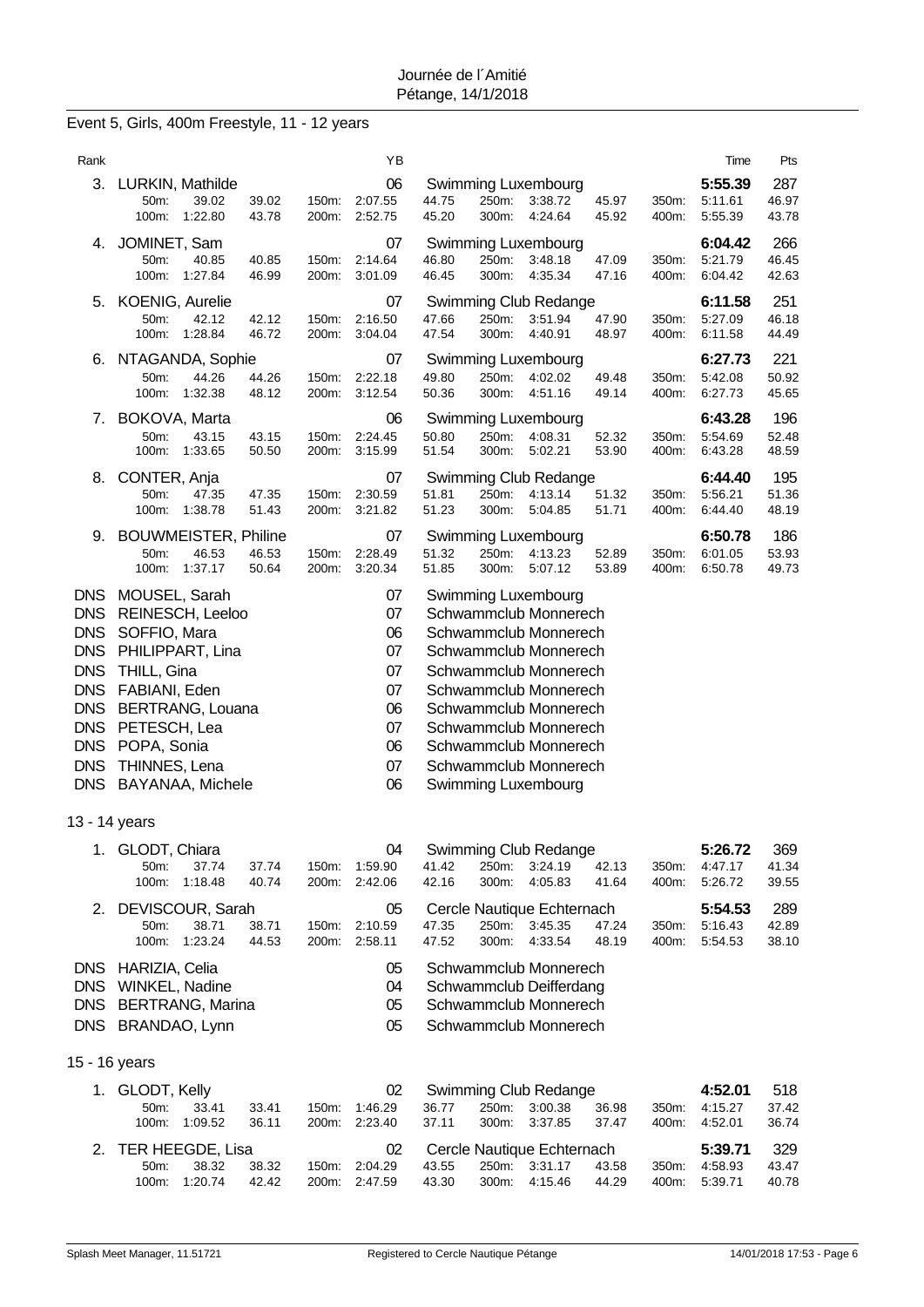Journée de l´Amitié
Pétange, 14/1/2018

## Event 5, Girls, 400m Freestyle, 11 - 12 years

| Rank | Name | YB | Club | Time | Pts |
|---|---|---|---|---|---|
| 3. | LURKIN, Mathilde | 06 | Swimming Luxembourg | 5:55.39 | 287 |
| | 50m: 39.02 39.02 / 100m: 1:22.80 43.78 / 150m: 2:07.55 44.75 / 200m: 2:52.75 45.20 / 250m: 3:38.72 45.97 / 300m: 4:24.64 45.92 / 350m: 5:11.61 46.97 / 400m: 5:55.39 43.78 | | | | |
| 4. | JOMINET, Sam | 07 | Swimming Luxembourg | 6:04.42 | 266 |
| | 50m: 40.85 40.85 / 100m: 1:27.84 46.99 / 150m: 2:14.64 46.80 / 200m: 3:01.09 46.45 / 250m: 3:48.18 47.09 / 300m: 4:35.34 47.16 / 350m: 5:21.79 46.45 / 400m: 6:04.42 42.63 | | | | |
| 5. | KOENIG, Aurelie | 07 | Swimming Club Redange | 6:11.58 | 251 |
| | 50m: 42.12 42.12 / 100m: 1:28.84 46.72 / 150m: 2:16.50 47.66 / 200m: 3:04.04 47.54 / 250m: 3:51.94 47.90 / 300m: 4:40.91 48.97 / 350m: 5:27.09 46.18 / 400m: 6:11.58 44.49 | | | | |
| 6. | NTAGANDA, Sophie | 07 | Swimming Luxembourg | 6:27.73 | 221 |
| | 50m: 44.26 44.26 / 100m: 1:32.38 48.12 / 150m: 2:22.18 49.80 / 200m: 3:12.54 50.36 / 250m: 4:02.02 49.48 / 300m: 4:51.16 49.14 / 350m: 5:42.08 50.92 / 400m: 6:27.73 45.65 | | | | |
| 7. | BOKOVA, Marta | 06 | Swimming Luxembourg | 6:43.28 | 196 |
| | 50m: 43.15 43.15 / 100m: 1:33.65 50.50 / 150m: 2:24.45 50.80 / 200m: 3:15.99 51.54 / 250m: 4:08.31 52.32 / 300m: 5:02.21 53.90 / 350m: 5:54.69 52.48 / 400m: 6:43.28 48.59 | | | | |
| 8. | CONTER, Anja | 07 | Swimming Club Redange | 6:44.40 | 195 |
| | 50m: 47.35 47.35 / 100m: 1:38.78 51.43 / 150m: 2:30.59 51.81 / 200m: 3:21.82 51.23 / 250m: 4:13.14 51.32 / 300m: 5:04.85 51.71 / 350m: 5:56.21 51.36 / 400m: 6:44.40 48.19 | | | | |
| 9. | BOUWMEISTER, Philine | 07 | Swimming Luxembourg | 6:50.78 | 186 |
| | 50m: 46.53 46.53 / 100m: 1:37.17 50.64 / 150m: 2:28.49 51.32 / 200m: 3:20.34 51.85 / 250m: 4:13.23 52.89 / 300m: 5:07.12 53.89 / 350m: 6:01.05 53.93 / 400m: 6:50.78 49.73 | | | | |
| DNS | MOUSEL, Sarah | 07 | Swimming Luxembourg | | |
| DNS | REINESCH, Leeloo | 07 | Schwammclub Monnerech | | |
| DNS | SOFFIO, Mara | 06 | Schwammclub Monnerech | | |
| DNS | PHILIPPART, Lina | 07 | Schwammclub Monnerech | | |
| DNS | THILL, Gina | 07 | Schwammclub Monnerech | | |
| DNS | FABIANI, Eden | 07 | Schwammclub Monnerech | | |
| DNS | BERTRANG, Louana | 06 | Schwammclub Monnerech | | |
| DNS | PETESCH, Lea | 07 | Schwammclub Monnerech | | |
| DNS | POPA, Sonia | 06 | Schwammclub Monnerech | | |
| DNS | THINNES, Lena | 07 | Schwammclub Monnerech | | |
| DNS | BAYANAA, Michele | 06 | Swimming Luxembourg | | |

### 13 - 14 years

| Rank | Name | YB | Club | Time | Pts |
|---|---|---|---|---|---|
| 1. | GLODT, Chiara | 04 | Swimming Club Redange | 5:26.72 | 369 |
| | 50m: 37.74 37.74 / 100m: 1:18.48 40.74 / 150m: 1:59.90 41.42 / 200m: 2:42.06 42.16 / 250m: 3:24.19 42.13 / 300m: 4:05.83 41.64 / 350m: 4:47.17 41.34 / 400m: 5:26.72 39.55 | | | | |
| 2. | DEVISCOUR, Sarah | 05 | Cercle Nautique Echternach | 5:54.53 | 289 |
| | 50m: 38.71 38.71 / 100m: 1:23.24 44.53 / 150m: 2:10.59 47.35 / 200m: 2:58.11 47.52 / 250m: 3:45.35 47.24 / 300m: 4:33.54 48.19 / 350m: 5:16.43 42.89 / 400m: 5:54.53 38.10 | | | | |
| DNS | HARIZIA, Celia | 05 | Schwammclub Monnerech | | |
| DNS | WINKEL, Nadine | 04 | Schwammclub Deifferdang | | |
| DNS | BERTRANG, Marina | 05 | Schwammclub Monnerech | | |
| DNS | BRANDAO, Lynn | 05 | Schwammclub Monnerech | | |

### 15 - 16 years

| Rank | Name | YB | Club | Time | Pts |
|---|---|---|---|---|---|
| 1. | GLODT, Kelly | 02 | Swimming Club Redange | 4:52.01 | 518 |
| | 50m: 33.41 33.41 / 100m: 1:09.52 36.11 / 150m: 1:46.29 36.77 / 200m: 2:23.40 37.11 / 250m: 3:00.38 36.98 / 300m: 3:37.85 37.47 / 350m: 4:15.27 37.42 / 400m: 4:52.01 36.74 | | | | |
| 2. | TER HEEGDE, Lisa | 02 | Cercle Nautique Echternach | 5:39.71 | 329 |
| | 50m: 38.32 38.32 / 100m: 1:20.74 42.42 / 150m: 2:04.29 43.55 / 200m: 2:47.59 43.30 / 250m: 3:31.17 43.58 / 300m: 4:15.46 44.29 / 350m: 4:58.93 43.47 / 400m: 5:39.71 40.78 | | | | |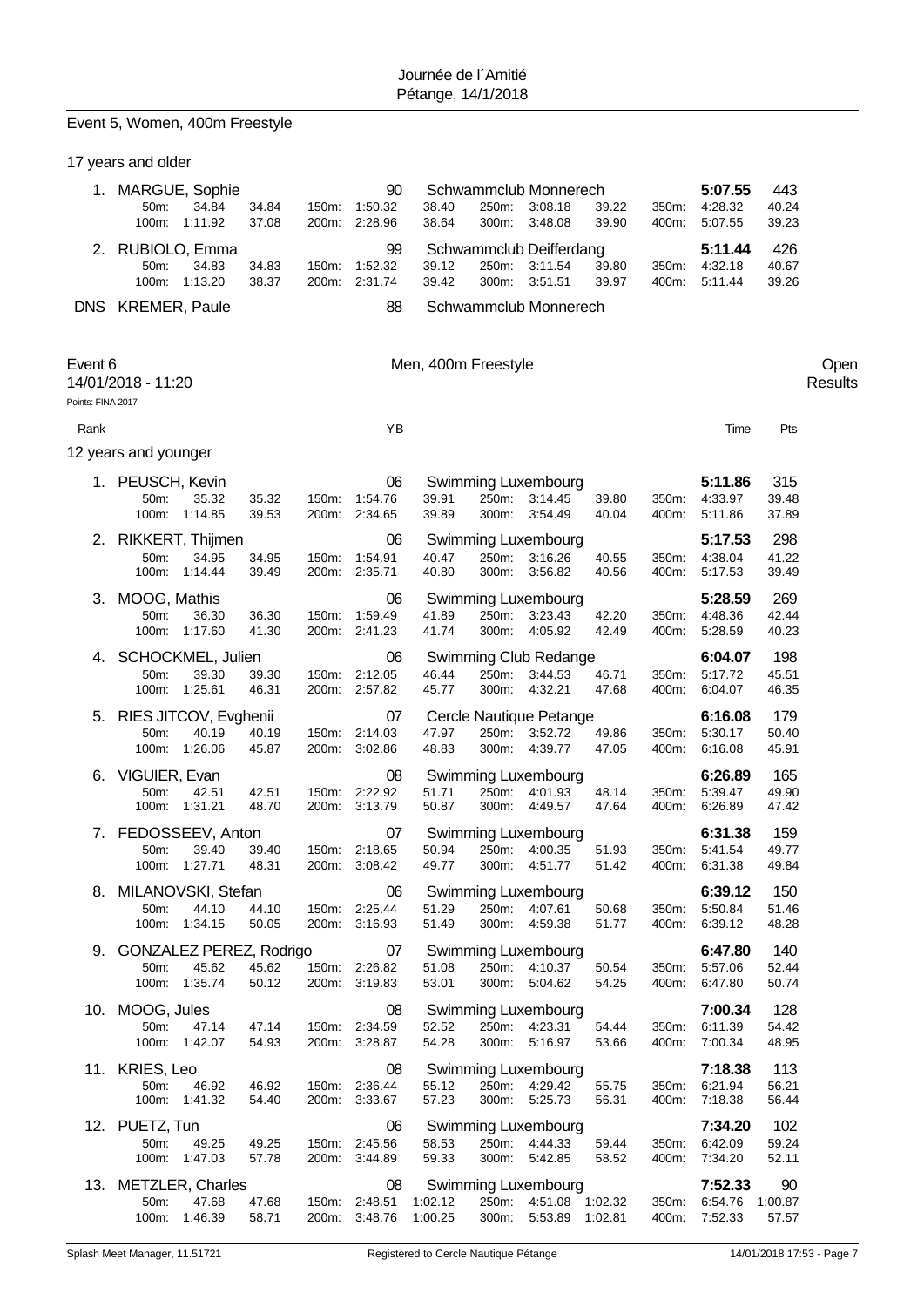Journée de l´Amitié
Pétange, 14/1/2018

## Event 5, Women, 400m Freestyle

17 years and older

| Rank | Name | YB | Club | Time | Pts |
|---|---|---|---|---|---|
| 1. | MARGUE, Sophie | 90 | Schwammclub Monnerech | **5:07.55** | 443 |
| | 50m: 34.84 34.84 / 100m: 1:11.92 37.08 | 150m: 1:50.32 38.40 / 200m: 2:28.96 38.64 | 250m: 3:08.18 39.22 / 300m: 3:48.08 39.90 | 350m: 4:28.32 40.24 / 400m: 5:07.55 39.23 | |
| 2. | RUBIOLO, Emma | 99 | Schwammclub Deifferdang | **5:11.44** | 426 |
| | 50m: 34.83 34.83 / 100m: 1:13.20 38.37 | 150m: 1:52.32 39.12 / 200m: 2:31.74 39.42 | 250m: 3:11.54 39.80 / 300m: 3:51.51 39.97 | 350m: 4:32.18 40.67 / 400m: 5:11.44 39.26 | |
| DNS | KREMER, Paule | 88 | Schwammclub Monnerech | | |

## Event 6 — Men, 400m Freestyle

14/01/2018 - 11:20 — Open Results

Points: FINA 2017

12 years and younger

| Rank | Name | YB | Club | Time | Pts |
|---|---|---|---|---|---|
| 1. | PEUSCH, Kevin | 06 | Swimming Luxembourg | **5:11.86** | 315 |
| | 50m: 35.32 35.32 / 100m: 1:14.85 39.53 | 150m: 1:54.76 39.91 / 200m: 2:34.65 39.89 | 250m: 3:14.45 39.80 / 300m: 3:54.49 40.04 | 350m: 4:33.97 39.48 / 400m: 5:11.86 37.89 | |
| 2. | RIKKERT, Thijmen | 06 | Swimming Luxembourg | **5:17.53** | 298 |
| | 50m: 34.95 34.95 / 100m: 1:14.44 39.49 | 150m: 1:54.91 40.47 / 200m: 2:35.71 40.80 | 250m: 3:16.26 40.55 / 300m: 3:56.82 40.56 | 350m: 4:38.04 41.22 / 400m: 5:17.53 39.49 | |
| 3. | MOOG, Mathis | 06 | Swimming Luxembourg | **5:28.59** | 269 |
| | 50m: 36.30 36.30 / 100m: 1:17.60 41.30 | 150m: 1:59.49 41.89 / 200m: 2:41.23 41.74 | 250m: 3:23.43 42.20 / 300m: 4:05.92 42.49 | 350m: 4:48.36 42.44 / 400m: 5:28.59 40.23 | |
| 4. | SCHOCKMEL, Julien | 06 | Swimming Club Redange | **6:04.07** | 198 |
| | 50m: 39.30 39.30 / 100m: 1:25.61 46.31 | 150m: 2:12.05 46.44 / 200m: 2:57.82 45.77 | 250m: 3:44.53 46.71 / 300m: 4:32.21 47.68 | 350m: 5:17.72 45.51 / 400m: 6:04.07 46.35 | |
| 5. | RIES JITCOV, Evghenii | 07 | Cercle Nautique Petange | **6:16.08** | 179 |
| | 50m: 40.19 40.19 / 100m: 1:26.06 45.87 | 150m: 2:14.03 47.97 / 200m: 3:02.86 48.83 | 250m: 3:52.72 49.86 / 300m: 4:39.77 47.05 | 350m: 5:30.17 50.40 / 400m: 6:16.08 45.91 | |
| 6. | VIGUIER, Evan | 08 | Swimming Luxembourg | **6:26.89** | 165 |
| | 50m: 42.51 42.51 / 100m: 1:31.21 48.70 | 150m: 2:22.92 51.71 / 200m: 3:13.79 50.87 | 250m: 4:01.93 48.14 / 300m: 4:49.57 47.64 | 350m: 5:39.47 49.90 / 400m: 6:26.89 47.42 | |
| 7. | FEDOSSEEV, Anton | 07 | Swimming Luxembourg | **6:31.38** | 159 |
| | 50m: 39.40 39.40 / 100m: 1:27.71 48.31 | 150m: 2:18.65 50.94 / 200m: 3:08.42 49.77 | 250m: 4:00.35 51.93 / 300m: 4:51.77 51.42 | 350m: 5:41.54 49.77 / 400m: 6:31.38 49.84 | |
| 8. | MILANOVSKI, Stefan | 06 | Swimming Luxembourg | **6:39.12** | 150 |
| | 50m: 44.10 44.10 / 100m: 1:34.15 50.05 | 150m: 2:25.44 51.29 / 200m: 3:16.93 51.49 | 250m: 4:07.61 50.68 / 300m: 4:59.38 51.77 | 350m: 5:50.84 51.46 / 400m: 6:39.12 48.28 | |
| 9. | GONZALEZ PEREZ, Rodrigo | 07 | Swimming Luxembourg | **6:47.80** | 140 |
| | 50m: 45.62 45.62 / 100m: 1:35.74 50.12 | 150m: 2:26.82 51.08 / 200m: 3:19.83 53.01 | 250m: 4:10.37 50.54 / 300m: 5:04.62 54.25 | 350m: 5:57.06 52.44 / 400m: 6:47.80 50.74 | |
| 10. | MOOG, Jules | 08 | Swimming Luxembourg | **7:00.34** | 128 |
| | 50m: 47.14 47.14 / 100m: 1:42.07 54.93 | 150m: 2:34.59 52.52 / 200m: 3:28.87 54.28 | 250m: 4:23.31 54.44 / 300m: 5:16.97 53.66 | 350m: 6:11.39 54.42 / 400m: 7:00.34 48.95 | |
| 11. | KRIES, Leo | 08 | Swimming Luxembourg | **7:18.38** | 113 |
| | 50m: 46.92 46.92 / 100m: 1:41.32 54.40 | 150m: 2:36.44 55.12 / 200m: 3:33.67 57.23 | 250m: 4:29.42 55.75 / 300m: 5:25.73 56.31 | 350m: 6:21.94 56.21 / 400m: 7:18.38 56.44 | |
| 12. | PUETZ, Tun | 06 | Swimming Luxembourg | **7:34.20** | 102 |
| | 50m: 49.25 49.25 / 100m: 1:47.03 57.78 | 150m: 2:45.56 58.53 / 200m: 3:44.89 59.33 | 250m: 4:44.33 59.44 / 300m: 5:42.85 58.52 | 350m: 6:42.09 59.24 / 400m: 7:34.20 52.11 | |
| 13. | METZLER, Charles | 08 | Swimming Luxembourg | **7:52.33** | 90 |
| | 50m: 47.68 47.68 / 100m: 1:46.39 58.71 | 150m: 2:48.51 1:02.12 / 200m: 3:48.76 1:00.25 | 250m: 4:51.08 1:02.32 / 300m: 5:53.89 1:02.81 | 350m: 6:54.76 1:00.87 / 400m: 7:52.33 57.57 | |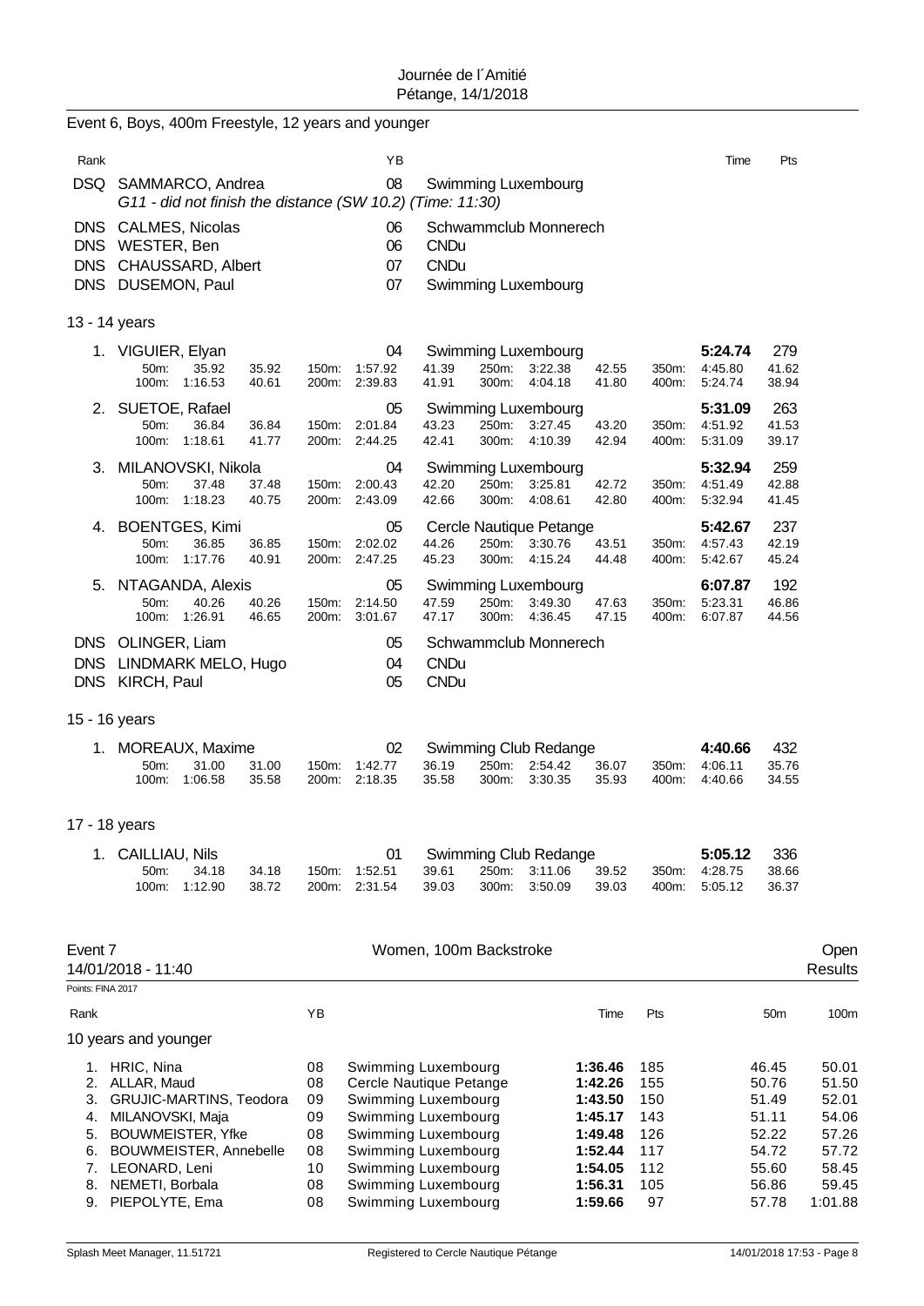Journée de l´Amitié
Pétange, 14/1/2018

## Event 6, Boys, 400m Freestyle, 12 years and younger

| Rank | Name | YB | Club | Time | Pts |
|---|---|---|---|---|---|
| DSQ | SAMMARCO, Andrea | 08 | Swimming Luxembourg | | |
| | *G11 - did not finish the distance (SW 10.2) (Time: 11:30)* | | | | |
| DNS | CALMES, Nicolas | 06 | Schwammclub Monnerech | | |
| DNS | WESTER, Ben | 06 | CNDu | | |
| DNS | CHAUSSARD, Albert | 07 | CNDu | | |
| DNS | DUSEMON, Paul | 07 | Swimming Luxembourg | | |

### 13 - 14 years

| Rank | Name | YB | Club | Time | Pts |
|---|---|---|---|---|---|
| 1. | VIGUIER, Elyan | 04 | Swimming Luxembourg | 5:24.74 | 279 |
| | 50m: 35.92 35.92 / 100m: 1:16.53 40.61 / 150m: 1:57.92 41.39 / 200m: 2:39.83 41.91 / 250m: 3:22.38 42.55 / 300m: 4:04.18 41.80 / 350m: 4:45.80 41.62 / 400m: 5:24.74 38.94 | | | | |
| 2. | SUETOE, Rafael | 05 | Swimming Luxembourg | 5:31.09 | 263 |
| | 50m: 36.84 36.84 / 100m: 1:18.61 41.77 / 150m: 2:01.84 43.23 / 200m: 2:44.25 42.41 / 250m: 3:27.45 43.20 / 300m: 4:10.39 42.94 / 350m: 4:51.92 41.53 / 400m: 5:31.09 39.17 | | | | |
| 3. | MILANOVSKI, Nikola | 04 | Swimming Luxembourg | 5:32.94 | 259 |
| | 50m: 37.48 37.48 / 100m: 1:18.23 40.75 / 150m: 2:00.43 42.20 / 200m: 2:43.09 42.66 / 250m: 3:25.81 42.72 / 300m: 4:08.61 42.80 / 350m: 4:51.49 42.88 / 400m: 5:32.94 41.45 | | | | |
| 4. | BOENTGES, Kimi | 05 | Cercle Nautique Petange | 5:42.67 | 237 |
| | 50m: 36.85 36.85 / 100m: 1:17.76 40.91 / 150m: 2:02.02 44.26 / 200m: 2:47.25 45.23 / 250m: 3:30.76 43.51 / 300m: 4:15.24 44.48 / 350m: 4:57.43 42.19 / 400m: 5:42.67 45.24 | | | | |
| 5. | NTAGANDA, Alexis | 05 | Swimming Luxembourg | 6:07.87 | 192 |
| | 50m: 40.26 40.26 / 100m: 1:26.91 46.65 / 150m: 2:14.50 47.59 / 200m: 3:01.67 47.17 / 250m: 3:49.30 47.63 / 300m: 4:36.45 47.15 / 350m: 5:23.31 46.86 / 400m: 6:07.87 44.56 | | | | |
| DNS | OLINGER, Liam | 05 | Schwammclub Monnerech | | |
| DNS | LINDMARK MELO, Hugo | 04 | CNDu | | |
| DNS | KIRCH, Paul | 05 | CNDu | | |

### 15 - 16 years

| Rank | Name | YB | Club | Time | Pts |
|---|---|---|---|---|---|
| 1. | MOREAUX, Maxime | 02 | Swimming Club Redange | 4:40.66 | 432 |
| | 50m: 31.00 31.00 / 100m: 1:06.58 35.58 / 150m: 1:42.77 36.19 / 200m: 2:18.35 35.58 / 250m: 2:54.42 36.07 / 300m: 3:30.35 35.93 / 350m: 4:06.11 35.76 / 400m: 4:40.66 34.55 | | | | |

### 17 - 18 years

| Rank | Name | YB | Club | Time | Pts |
|---|---|---|---|---|---|
| 1. | CAILLIAU, Nils | 01 | Swimming Club Redange | 5:05.12 | 336 |
| | 50m: 34.18 34.18 / 100m: 1:12.90 38.72 / 150m: 1:52.51 39.61 / 200m: 2:31.54 39.03 / 250m: 3:11.06 39.52 / 300m: 3:50.09 39.03 / 350m: 4:28.75 38.66 / 400m: 5:05.12 36.37 | | | | |

## Event 7 — Women, 100m Backstroke — Open Results

14/01/2018 - 11:40

Points: FINA 2017

### 10 years and younger

| Rank | Name | YB | Club | Time | Pts | 50m | 100m |
|---|---|---|---|---|---|---|---|
| 1. | HRIC, Nina | 08 | Swimming Luxembourg | 1:36.46 | 185 | 46.45 | 50.01 |
| 2. | ALLAR, Maud | 08 | Cercle Nautique Petange | 1:42.26 | 155 | 50.76 | 51.50 |
| 3. | GRUJIC-MARTINS, Teodora | 09 | Swimming Luxembourg | 1:43.50 | 150 | 51.49 | 52.01 |
| 4. | MILANOVSKI, Maja | 09 | Swimming Luxembourg | 1:45.17 | 143 | 51.11 | 54.06 |
| 5. | BOUWMEISTER, Yfke | 08 | Swimming Luxembourg | 1:49.48 | 126 | 52.22 | 57.26 |
| 6. | BOUWMEISTER, Annebelle | 08 | Swimming Luxembourg | 1:52.44 | 117 | 54.72 | 57.72 |
| 7. | LEONARD, Leni | 10 | Swimming Luxembourg | 1:54.05 | 112 | 55.60 | 58.45 |
| 8. | NEMETI, Borbala | 08 | Swimming Luxembourg | 1:56.31 | 105 | 56.86 | 59.45 |
| 9. | PIEPOLYTE, Ema | 08 | Swimming Luxembourg | 1:59.66 | 97 | 57.78 | 1:01.88 |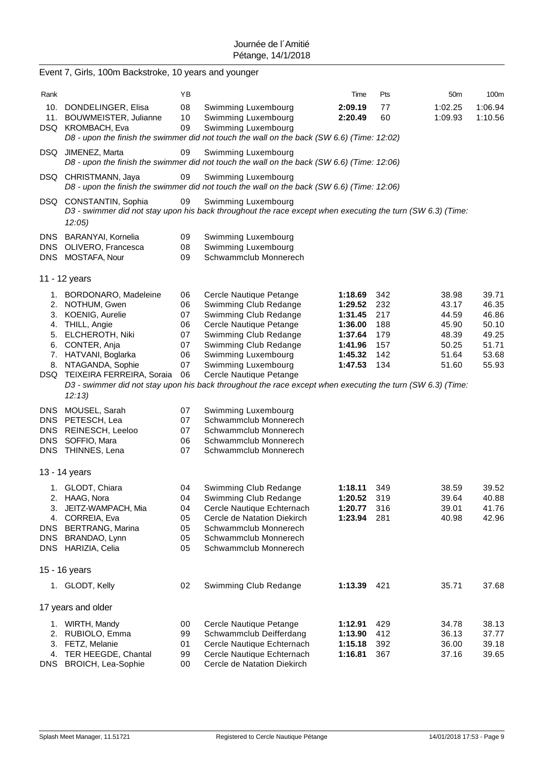## Event 7, Girls, 100m Backstroke, 10 years and younger

| Rank | | YB | | Time | Pts | 50m | 100m |
|---|---|---|---|---|---|---|---|
| 10. | DONDELINGER, Elisa | 08 | Swimming Luxembourg | **2:09.19** | 77 | 1:02.25 | 1:06.94 |
| 11. | BOUWMEISTER, Julianne | 10 | Swimming Luxembourg | **2:20.49** | 60 | 1:09.93 | 1:10.56 |
| DSQ | KROMBACH, Eva | 09 | Swimming Luxembourg | | | | |
| | *D8 - upon the finish the swimmer did not touch the wall on the back (SW 6.6) (Time: 12:02)* | | | | | | |
| DSQ | JIMENEZ, Marta | 09 | Swimming Luxembourg | | | | |
| | *D8 - upon the finish the swimmer did not touch the wall on the back (SW 6.6) (Time: 12:06)* | | | | | | |
| DSQ | CHRISTMANN, Jaya | 09 | Swimming Luxembourg | | | | |
| | *D8 - upon the finish the swimmer did not touch the wall on the back (SW 6.6) (Time: 12:06)* | | | | | | |
| DSQ | CONSTANTIN, Sophia | 09 | Swimming Luxembourg | | | | |
| | *D3 - swimmer did not stay upon his back throughout the race except when executing the turn (SW 6.3) (Time: 12:05)* | | | | | | |
| DNS | BARANYAI, Kornelia | 09 | Swimming Luxembourg | | | | |
| DNS | OLIVERO, Francesca | 08 | Swimming Luxembourg | | | | |
| DNS | MOSTAFA, Nour | 09 | Schwammclub Monnerech | | | | |

### 11 - 12 years

| Rank | | YB | | Time | Pts | 50m | 100m |
|---|---|---|---|---|---|---|---|
| 1. | BORDONARO, Madeleine | 06 | Cercle Nautique Petange | **1:18.69** | 342 | 38.98 | 39.71 |
| 2. | NOTHUM, Gwen | 06 | Swimming Club Redange | **1:29.52** | 232 | 43.17 | 46.35 |
| 3. | KOENIG, Aurelie | 07 | Swimming Club Redange | **1:31.45** | 217 | 44.59 | 46.86 |
| 4. | THILL, Angie | 06 | Cercle Nautique Petange | **1:36.00** | 188 | 45.90 | 50.10 |
| 5. | ELCHEROTH, Niki | 07 | Swimming Club Redange | **1:37.64** | 179 | 48.39 | 49.25 |
| 6. | CONTER, Anja | 07 | Swimming Club Redange | **1:41.96** | 157 | 50.25 | 51.71 |
| 7. | HATVANI, Boglarka | 06 | Swimming Luxembourg | **1:45.32** | 142 | 51.64 | 53.68 |
| 8. | NTAGANDA, Sophie | 07 | Swimming Luxembourg | **1:47.53** | 134 | 51.60 | 55.93 |
| DSQ | TEIXEIRA FERREIRA, Soraia | 06 | Cercle Nautique Petange | | | | |
| | *D3 - swimmer did not stay upon his back throughout the race except when executing the turn (SW 6.3) (Time: 12:13)* | | | | | | |
| DNS | MOUSEL, Sarah | 07 | Swimming Luxembourg | | | | |
| DNS | PETESCH, Lea | 07 | Schwammclub Monnerech | | | | |
| DNS | REINESCH, Leeloo | 07 | Schwammclub Monnerech | | | | |
| DNS | SOFFIO, Mara | 06 | Schwammclub Monnerech | | | | |
| DNS | THINNES, Lena | 07 | Schwammclub Monnerech | | | | |

### 13 - 14 years

| Rank | | YB | | Time | Pts | 50m | 100m |
|---|---|---|---|---|---|---|---|
| 1. | GLODT, Chiara | 04 | Swimming Club Redange | **1:18.11** | 349 | 38.59 | 39.52 |
| 2. | HAAG, Nora | 04 | Swimming Club Redange | **1:20.52** | 319 | 39.64 | 40.88 |
| 3. | JEITZ-WAMPACH, Mia | 04 | Cercle Nautique Echternach | **1:20.77** | 316 | 39.01 | 41.76 |
| 4. | CORREIA, Eva | 05 | Cercle de Natation Diekirch | **1:23.94** | 281 | 40.98 | 42.96 |
| DNS | BERTRANG, Marina | 05 | Schwammclub Monnerech | | | | |
| DNS | BRANDAO, Lynn | 05 | Schwammclub Monnerech | | | | |
| DNS | HARIZIA, Celia | 05 | Schwammclub Monnerech | | | | |

### 15 - 16 years

| Rank | | YB | | Time | Pts | 50m | 100m |
|---|---|---|---|---|---|---|---|
| 1. | GLODT, Kelly | 02 | Swimming Club Redange | **1:13.39** | 421 | 35.71 | 37.68 |

### 17 years and older

| Rank | | YB | | Time | Pts | 50m | 100m |
|---|---|---|---|---|---|---|---|
| 1. | WIRTH, Mandy | 00 | Cercle Nautique Petange | **1:12.91** | 429 | 34.78 | 38.13 |
| 2. | RUBIOLO, Emma | 99 | Schwammclub Deifferdang | **1:13.90** | 412 | 36.13 | 37.77 |
| 3. | FETZ, Melanie | 01 | Cercle Nautique Echternach | **1:15.18** | 392 | 36.00 | 39.18 |
| 4. | TER HEEGDE, Chantal | 99 | Cercle Nautique Echternach | **1:16.81** | 367 | 37.16 | 39.65 |
| DNS | BROICH, Lea-Sophie | 00 | Cercle de Natation Diekirch | | | | |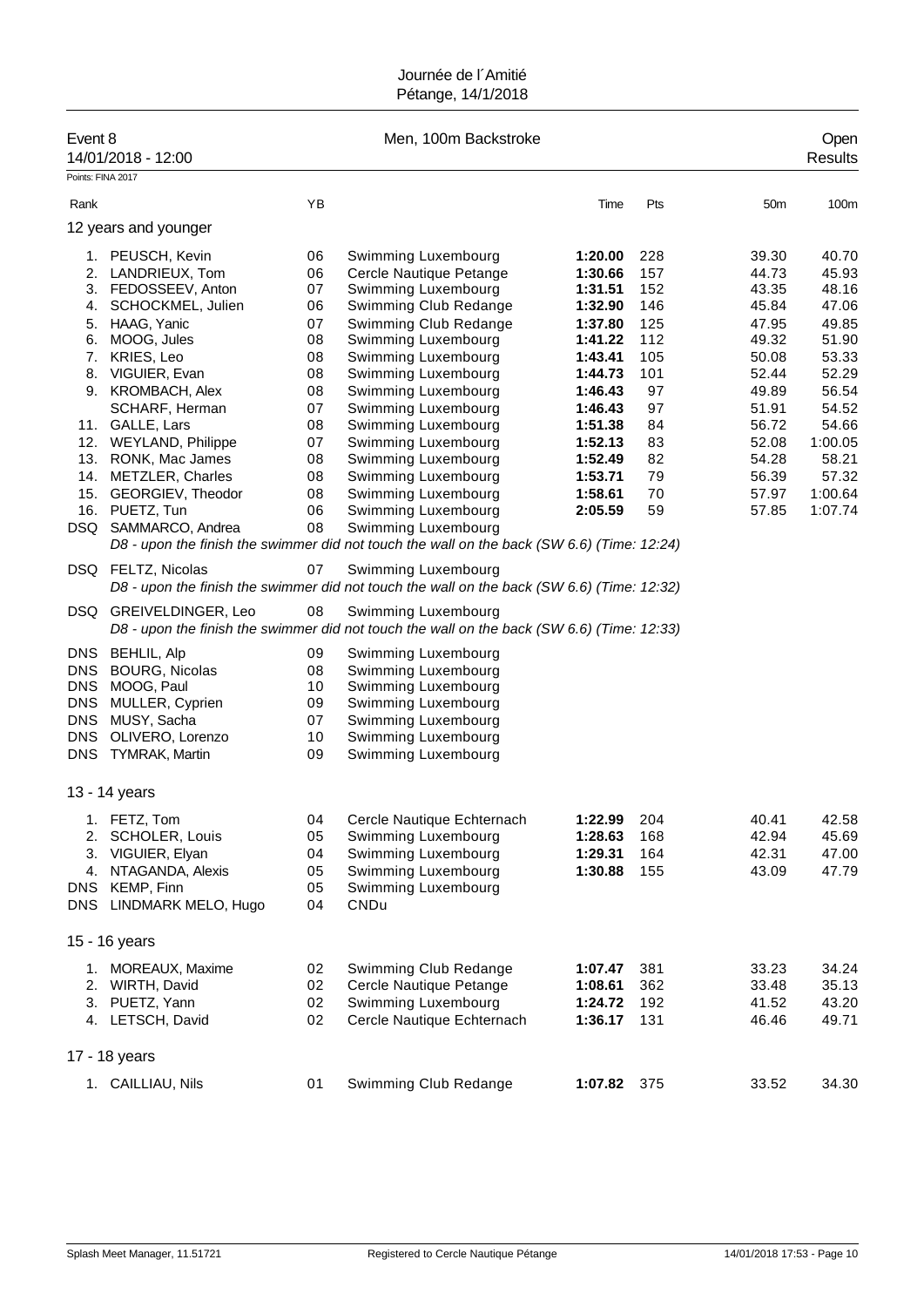Journée de l´Amitié
Pétange, 14/1/2018

## Event 8 — Men, 100m Backstroke — Open

14/01/2018 - 12:00 — Results

Points: FINA 2017

| Rank | | YB | | Time | Pts | 50m | 100m |
|---|---|---|---|---|---|---|---|
| **12 years and younger** | | | | | | | |
| 1. | PEUSCH, Kevin | 06 | Swimming Luxembourg | **1:20.00** | 228 | 39.30 | 40.70 |
| 2. | LANDRIEUX, Tom | 06 | Cercle Nautique Petange | **1:30.66** | 157 | 44.73 | 45.93 |
| 3. | FEDOSSEEV, Anton | 07 | Swimming Luxembourg | **1:31.51** | 152 | 43.35 | 48.16 |
| 4. | SCHOCKMEL, Julien | 06 | Swimming Club Redange | **1:32.90** | 146 | 45.84 | 47.06 |
| 5. | HAAG, Yanic | 07 | Swimming Club Redange | **1:37.80** | 125 | 47.95 | 49.85 |
| 6. | MOOG, Jules | 08 | Swimming Luxembourg | **1:41.22** | 112 | 49.32 | 51.90 |
| 7. | KRIES, Leo | 08 | Swimming Luxembourg | **1:43.41** | 105 | 50.08 | 53.33 |
| 8. | VIGUIER, Evan | 08 | Swimming Luxembourg | **1:44.73** | 101 | 52.44 | 52.29 |
| 9. | KROMBACH, Alex | 08 | Swimming Luxembourg | **1:46.43** | 97 | 49.89 | 56.54 |
| | SCHARF, Herman | 07 | Swimming Luxembourg | **1:46.43** | 97 | 51.91 | 54.52 |
| 11. | GALLE, Lars | 08 | Swimming Luxembourg | **1:51.38** | 84 | 56.72 | 54.66 |
| 12. | WEYLAND, Philippe | 07 | Swimming Luxembourg | **1:52.13** | 83 | 52.08 | 1:00.05 |
| 13. | RONK, Mac James | 08 | Swimming Luxembourg | **1:52.49** | 82 | 54.28 | 58.21 |
| 14. | METZLER, Charles | 08 | Swimming Luxembourg | **1:53.71** | 79 | 56.39 | 57.32 |
| 15. | GEORGIEV, Theodor | 08 | Swimming Luxembourg | **1:58.61** | 70 | 57.97 | 1:00.64 |
| 16. | PUETZ, Tun | 06 | Swimming Luxembourg | **2:05.59** | 59 | 57.85 | 1:07.74 |
| DSQ | SAMMARCO, Andrea | 08 | Swimming Luxembourg | | | | |
| | *D8 - upon the finish the swimmer did not touch the wall on the back (SW 6.6) (Time: 12:24)* | | | | | | |
| DSQ | FELTZ, Nicolas | 07 | Swimming Luxembourg | | | | |
| | *D8 - upon the finish the swimmer did not touch the wall on the back (SW 6.6) (Time: 12:32)* | | | | | | |
| DSQ | GREIVELDINGER, Leo | 08 | Swimming Luxembourg | | | | |
| | *D8 - upon the finish the swimmer did not touch the wall on the back (SW 6.6) (Time: 12:33)* | | | | | | |
| DNS | BEHLIL, Alp | 09 | Swimming Luxembourg | | | | |
| DNS | BOURG, Nicolas | 08 | Swimming Luxembourg | | | | |
| DNS | MOOG, Paul | 10 | Swimming Luxembourg | | | | |
| DNS | MULLER, Cyprien | 09 | Swimming Luxembourg | | | | |
| DNS | MUSY, Sacha | 07 | Swimming Luxembourg | | | | |
| DNS | OLIVERO, Lorenzo | 10 | Swimming Luxembourg | | | | |
| DNS | TYMRAK, Martin | 09 | Swimming Luxembourg | | | | |
| **13 - 14 years** | | | | | | | |
| 1. | FETZ, Tom | 04 | Cercle Nautique Echternach | **1:22.99** | 204 | 40.41 | 42.58 |
| 2. | SCHOLER, Louis | 05 | Swimming Luxembourg | **1:28.63** | 168 | 42.94 | 45.69 |
| 3. | VIGUIER, Elyan | 04 | Swimming Luxembourg | **1:29.31** | 164 | 42.31 | 47.00 |
| 4. | NTAGANDA, Alexis | 05 | Swimming Luxembourg | **1:30.88** | 155 | 43.09 | 47.79 |
| DNS | KEMP, Finn | 05 | Swimming Luxembourg | | | | |
| DNS | LINDMARK MELO, Hugo | 04 | CNDu | | | | |
| **15 - 16 years** | | | | | | | |
| 1. | MOREAUX, Maxime | 02 | Swimming Club Redange | **1:07.47** | 381 | 33.23 | 34.24 |
| 2. | WIRTH, David | 02 | Cercle Nautique Petange | **1:08.61** | 362 | 33.48 | 35.13 |
| 3. | PUETZ, Yann | 02 | Swimming Luxembourg | **1:24.72** | 192 | 41.52 | 43.20 |
| 4. | LETSCH, David | 02 | Cercle Nautique Echternach | **1:36.17** | 131 | 46.46 | 49.71 |
| **17 - 18 years** | | | | | | | |
| 1. | CAILLIAU, Nils | 01 | Swimming Club Redange | **1:07.82** | 375 | 33.52 | 34.30 |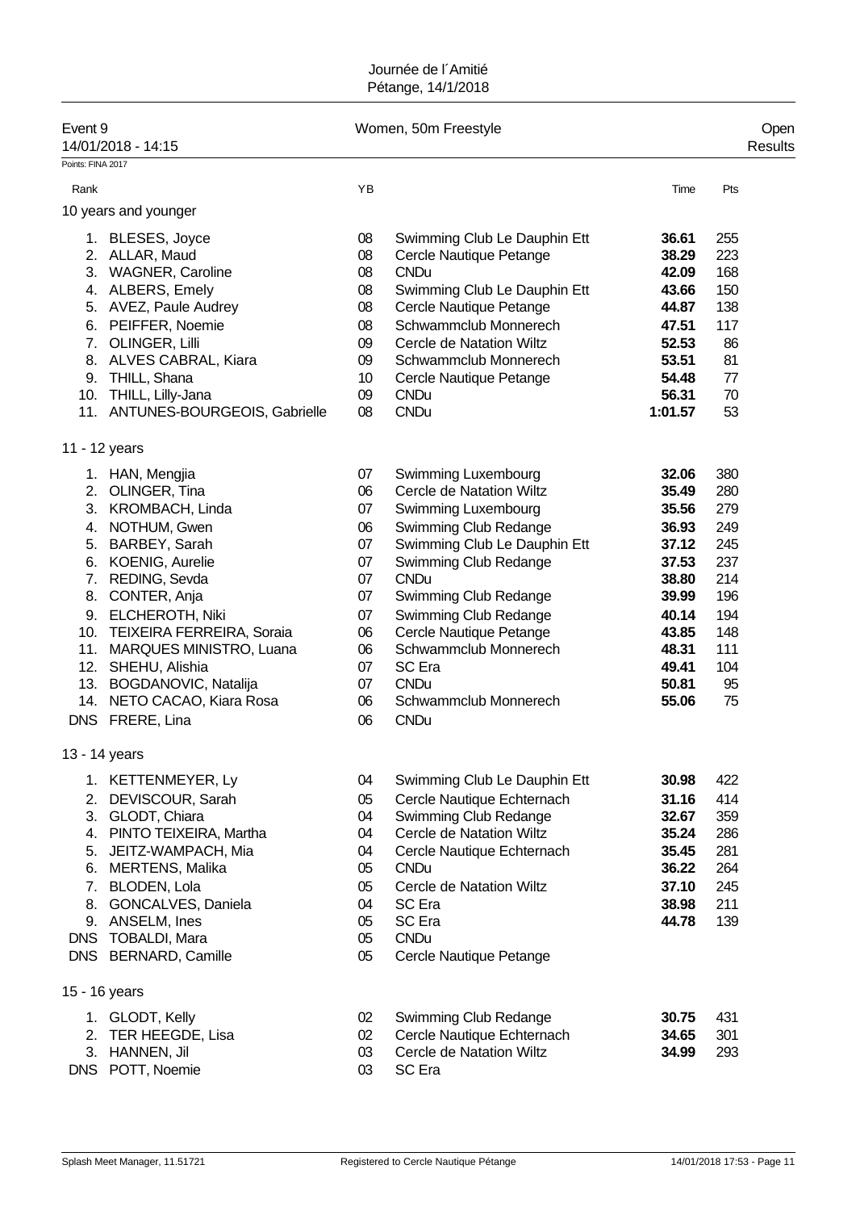Journée de l´Amitié
Pétange, 14/1/2018

## Event 9 — Women, 50m Freestyle — Open

14/01/2018 - 14:15 — Results

Points: FINA 2017

### 10 years and younger

| Rank | Name | YB | Club | Time | Pts |
|---|---|---|---|---|---|
| 1. | BLESES, Joyce | 08 | Swimming Club Le Dauphin Ett | **36.61** | 255 |
| 2. | ALLAR, Maud | 08 | Cercle Nautique Petange | **38.29** | 223 |
| 3. | WAGNER, Caroline | 08 | CNDu | **42.09** | 168 |
| 4. | ALBERS, Emely | 08 | Swimming Club Le Dauphin Ett | **43.66** | 150 |
| 5. | AVEZ, Paule Audrey | 08 | Cercle Nautique Petange | **44.87** | 138 |
| 6. | PEIFFER, Noemie | 08 | Schwammclub Monnerech | **47.51** | 117 |
| 7. | OLINGER, Lilli | 09 | Cercle de Natation Wiltz | **52.53** | 86 |
| 8. | ALVES CABRAL, Kiara | 09 | Schwammclub Monnerech | **53.51** | 81 |
| 9. | THILL, Shana | 10 | Cercle Nautique Petange | **54.48** | 77 |
| 10. | THILL, Lilly-Jana | 09 | CNDu | **56.31** | 70 |
| 11. | ANTUNES-BOURGEOIS, Gabrielle | 08 | CNDu | **1:01.57** | 53 |

### 11 - 12 years

| Rank | Name | YB | Club | Time | Pts |
|---|---|---|---|---|---|
| 1. | HAN, Mengjia | 07 | Swimming Luxembourg | **32.06** | 380 |
| 2. | OLINGER, Tina | 06 | Cercle de Natation Wiltz | **35.49** | 280 |
| 3. | KROMBACH, Linda | 07 | Swimming Luxembourg | **35.56** | 279 |
| 4. | NOTHUM, Gwen | 06 | Swimming Club Redange | **36.93** | 249 |
| 5. | BARBEY, Sarah | 07 | Swimming Club Le Dauphin Ett | **37.12** | 245 |
| 6. | KOENIG, Aurelie | 07 | Swimming Club Redange | **37.53** | 237 |
| 7. | REDING, Sevda | 07 | CNDu | **38.80** | 214 |
| 8. | CONTER, Anja | 07 | Swimming Club Redange | **39.99** | 196 |
| 9. | ELCHEROTH, Niki | 07 | Swimming Club Redange | **40.14** | 194 |
| 10. | TEIXEIRA FERREIRA, Soraia | 06 | Cercle Nautique Petange | **43.85** | 148 |
| 11. | MARQUES MINISTRO, Luana | 06 | Schwammclub Monnerech | **48.31** | 111 |
| 12. | SHEHU, Alishia | 07 | SC Era | **49.41** | 104 |
| 13. | BOGDANOVIC, Natalija | 07 | CNDu | **50.81** | 95 |
| 14. | NETO CACAO, Kiara Rosa | 06 | Schwammclub Monnerech | **55.06** | 75 |
| DNS | FRERE, Lina | 06 | CNDu | | |

### 13 - 14 years

| Rank | Name | YB | Club | Time | Pts |
|---|---|---|---|---|---|
| 1. | KETTENMEYER, Ly | 04 | Swimming Club Le Dauphin Ett | **30.98** | 422 |
| 2. | DEVISCOUR, Sarah | 05 | Cercle Nautique Echternach | **31.16** | 414 |
| 3. | GLODT, Chiara | 04 | Swimming Club Redange | **32.67** | 359 |
| 4. | PINTO TEIXEIRA, Martha | 04 | Cercle de Natation Wiltz | **35.24** | 286 |
| 5. | JEITZ-WAMPACH, Mia | 04 | Cercle Nautique Echternach | **35.45** | 281 |
| 6. | MERTENS, Malika | 05 | CNDu | **36.22** | 264 |
| 7. | BLODEN, Lola | 05 | Cercle de Natation Wiltz | **37.10** | 245 |
| 8. | GONCALVES, Daniela | 04 | SC Era | **38.98** | 211 |
| 9. | ANSELM, Ines | 05 | SC Era | **44.78** | 139 |
| DNS | TOBALDI, Mara | 05 | CNDu | | |
| DNS | BERNARD, Camille | 05 | Cercle Nautique Petange | | |

### 15 - 16 years

| Rank | Name | YB | Club | Time | Pts |
|---|---|---|---|---|---|
| 1. | GLODT, Kelly | 02 | Swimming Club Redange | **30.75** | 431 |
| 2. | TER HEEGDE, Lisa | 02 | Cercle Nautique Echternach | **34.65** | 301 |
| 3. | HANNEN, Jil | 03 | Cercle de Natation Wiltz | **34.99** | 293 |
| DNS | POTT, Noemie | 03 | SC Era | | |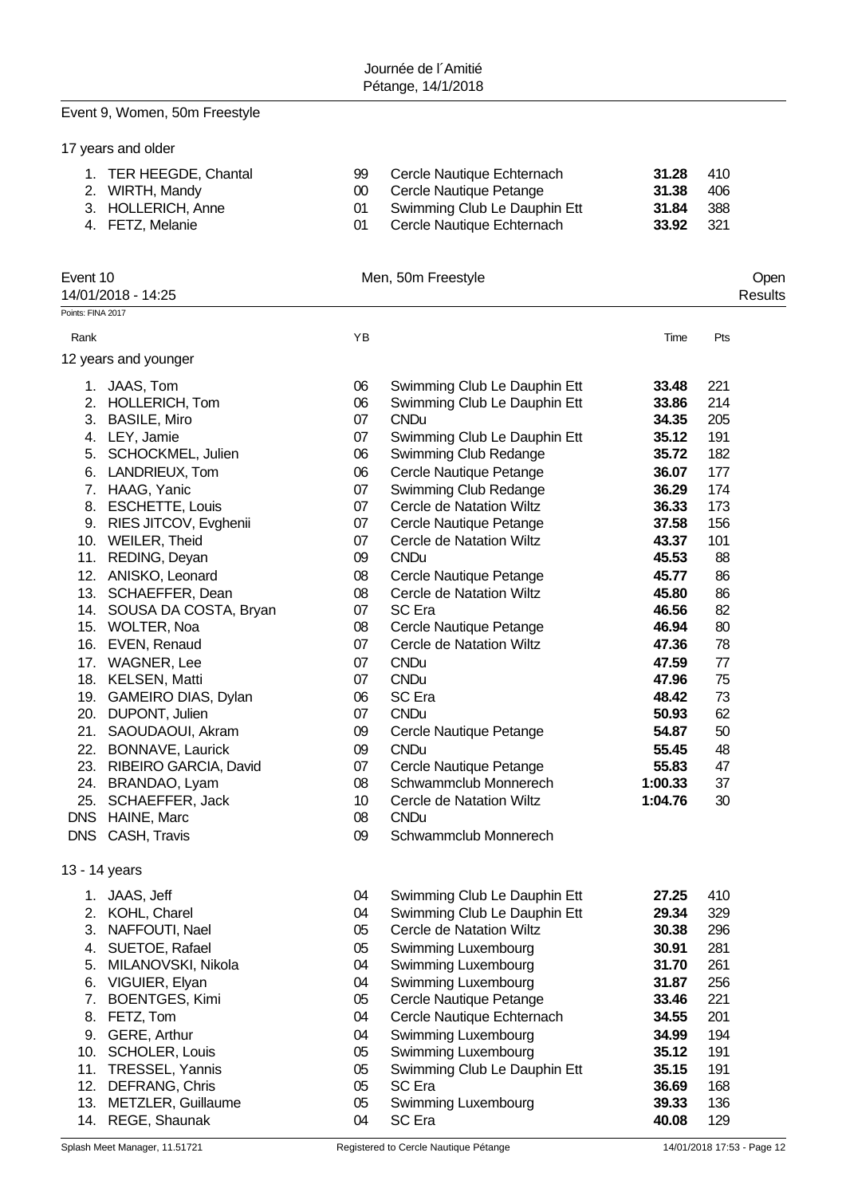## Event 9, Women, 50m Freestyle

### 17 years and older

| Rank | Name | YB | Club | Time | Pts |
|---|---|---|---|---|---|
| 1. | TER HEEGDE, Chantal | 99 | Cercle Nautique Echternach | **31.28** | 410 |
| 2. | WIRTH, Mandy | 00 | Cercle Nautique Petange | **31.38** | 406 |
| 3. | HOLLERICH, Anne | 01 | Swimming Club Le Dauphin Ett | **31.84** | 388 |
| 4. | FETZ, Melanie | 01 | Cercle Nautique Echternach | **33.92** | 321 |

## Event 10 — Men, 50m Freestyle — Open Results

14/01/2018 - 14:25

Points: FINA 2017

### 12 years and younger

| Rank | Name | YB | Club | Time | Pts |
|---|---|---|---|---|---|
| 1. | JAAS, Tom | 06 | Swimming Club Le Dauphin Ett | **33.48** | 221 |
| 2. | HOLLERICH, Tom | 06 | Swimming Club Le Dauphin Ett | **33.86** | 214 |
| 3. | BASILE, Miro | 07 | CNDu | **34.35** | 205 |
| 4. | LEY, Jamie | 07 | Swimming Club Le Dauphin Ett | **35.12** | 191 |
| 5. | SCHOCKMEL, Julien | 06 | Swimming Club Redange | **35.72** | 182 |
| 6. | LANDRIEUX, Tom | 06 | Cercle Nautique Petange | **36.07** | 177 |
| 7. | HAAG, Yanic | 07 | Swimming Club Redange | **36.29** | 174 |
| 8. | ESCHETTE, Louis | 07 | Cercle de Natation Wiltz | **36.33** | 173 |
| 9. | RIES JITCOV, Evghenii | 07 | Cercle Nautique Petange | **37.58** | 156 |
| 10. | WEILER, Theid | 07 | Cercle de Natation Wiltz | **43.37** | 101 |
| 11. | REDING, Deyan | 09 | CNDu | **45.53** | 88 |
| 12. | ANISKO, Leonard | 08 | Cercle Nautique Petange | **45.77** | 86 |
| 13. | SCHAEFFER, Dean | 08 | Cercle de Natation Wiltz | **45.80** | 86 |
| 14. | SOUSA DA COSTA, Bryan | 07 | SC Era | **46.56** | 82 |
| 15. | WOLTER, Noa | 08 | Cercle Nautique Petange | **46.94** | 80 |
| 16. | EVEN, Renaud | 07 | Cercle de Natation Wiltz | **47.36** | 78 |
| 17. | WAGNER, Lee | 07 | CNDu | **47.59** | 77 |
| 18. | KELSEN, Matti | 07 | CNDu | **47.96** | 75 |
| 19. | GAMEIRO DIAS, Dylan | 06 | SC Era | **48.42** | 73 |
| 20. | DUPONT, Julien | 07 | CNDu | **50.93** | 62 |
| 21. | SAOUDAOUI, Akram | 09 | Cercle Nautique Petange | **54.87** | 50 |
| 22. | BONNAVE, Laurick | 09 | CNDu | **55.45** | 48 |
| 23. | RIBEIRO GARCIA, David | 07 | Cercle Nautique Petange | **55.83** | 47 |
| 24. | BRANDAO, Lyam | 08 | Schwammclub Monnerech | **1:00.33** | 37 |
| 25. | SCHAEFFER, Jack | 10 | Cercle de Natation Wiltz | **1:04.76** | 30 |
| DNS | HAINE, Marc | 08 | CNDu | | |
| DNS | CASH, Travis | 09 | Schwammclub Monnerech | | |

### 13 - 14 years

| Rank | Name | YB | Club | Time | Pts |
|---|---|---|---|---|---|
| 1. | JAAS, Jeff | 04 | Swimming Club Le Dauphin Ett | **27.25** | 410 |
| 2. | KOHL, Charel | 04 | Swimming Club Le Dauphin Ett | **29.34** | 329 |
| 3. | NAFFOUTI, Nael | 05 | Cercle de Natation Wiltz | **30.38** | 296 |
| 4. | SUETOE, Rafael | 05 | Swimming Luxembourg | **30.91** | 281 |
| 5. | MILANOVSKI, Nikola | 04 | Swimming Luxembourg | **31.70** | 261 |
| 6. | VIGUIER, Elyan | 04 | Swimming Luxembourg | **31.87** | 256 |
| 7. | BOENTGES, Kimi | 05 | Cercle Nautique Petange | **33.46** | 221 |
| 8. | FETZ, Tom | 04 | Cercle Nautique Echternach | **34.55** | 201 |
| 9. | GERE, Arthur | 04 | Swimming Luxembourg | **34.99** | 194 |
| 10. | SCHOLER, Louis | 05 | Swimming Luxembourg | **35.12** | 191 |
| 11. | TRESSEL, Yannis | 05 | Swimming Club Le Dauphin Ett | **35.15** | 191 |
| 12. | DEFRANG, Chris | 05 | SC Era | **36.69** | 168 |
| 13. | METZLER, Guillaume | 05 | Swimming Luxembourg | **39.33** | 136 |
| 14. | REGE, Shaunak | 04 | SC Era | **40.08** | 129 |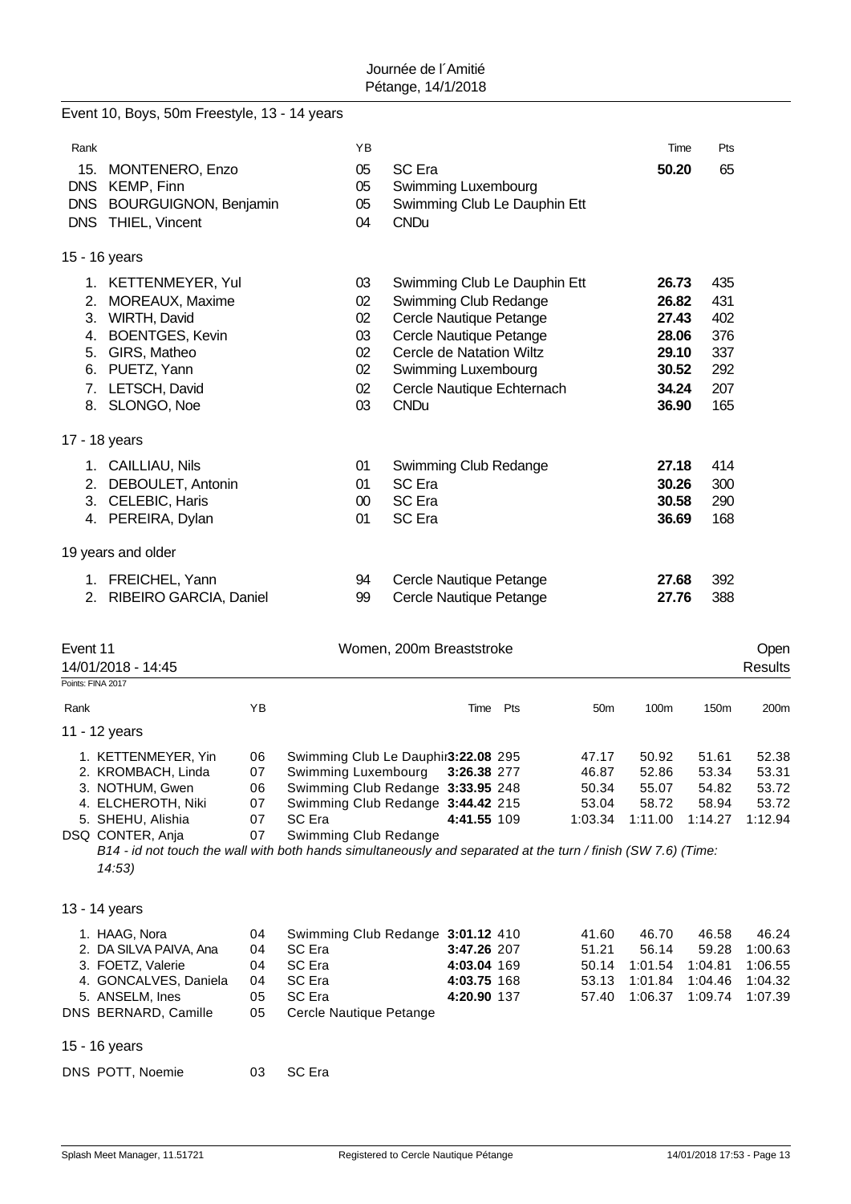Journée de l´Amitié
Pétange, 14/1/2018

## Event 10, Boys, 50m Freestyle, 13 - 14 years

| Rank | Name | YB | Club | Time | Pts |
|---|---|---|---|---|---|
| 15. | MONTENERO, Enzo | 05 | SC Era | **50.20** | 65 |
| DNS | KEMP, Finn | 05 | Swimming Luxembourg | | |
| DNS | BOURGUIGNON, Benjamin | 05 | Swimming Club Le Dauphin Ett | | |
| DNS | THIEL, Vincent | 04 | CNDu | | |

15 - 16 years

| Rank | Name | YB | Club | Time | Pts |
|---|---|---|---|---|---|
| 1. | KETTENMEYER, Yul | 03 | Swimming Club Le Dauphin Ett | **26.73** | 435 |
| 2. | MOREAUX, Maxime | 02 | Swimming Club Redange | **26.82** | 431 |
| 3. | WIRTH, David | 02 | Cercle Nautique Petange | **27.43** | 402 |
| 4. | BOENTGES, Kevin | 03 | Cercle Nautique Petange | **28.06** | 376 |
| 5. | GIRS, Matheo | 02 | Cercle de Natation Wiltz | **29.10** | 337 |
| 6. | PUETZ, Yann | 02 | Swimming Luxembourg | **30.52** | 292 |
| 7. | LETSCH, David | 02 | Cercle Nautique Echternach | **34.24** | 207 |
| 8. | SLONGO, Noe | 03 | CNDu | **36.90** | 165 |

17 - 18 years

| Rank | Name | YB | Club | Time | Pts |
|---|---|---|---|---|---|
| 1. | CAILLIAU, Nils | 01 | Swimming Club Redange | **27.18** | 414 |
| 2. | DEBOULET, Antonin | 01 | SC Era | **30.26** | 300 |
| 3. | CELEBIC, Haris | 00 | SC Era | **30.58** | 290 |
| 4. | PEREIRA, Dylan | 01 | SC Era | **36.69** | 168 |

19 years and older

| Rank | Name | YB | Club | Time | Pts |
|---|---|---|---|---|---|
| 1. | FREICHEL, Yann | 94 | Cercle Nautique Petange | **27.68** | 392 |
| 2. | RIBEIRO GARCIA, Daniel | 99 | Cercle Nautique Petange | **27.76** | 388 |

## Event 11 — Women, 200m Breaststroke — Open Results

14/01/2018 - 14:45

Points: FINA 2017

11 - 12 years

| Rank | Name | YB | Club | Time | Pts | 50m | 100m | 150m | 200m |
|---|---|---|---|---|---|---|---|---|---|
| 1. | KETTENMEYER, Yin | 06 | Swimming Club Le Dauphin Ett | **3:22.08** | 295 | 47.17 | 50.92 | 51.61 | 52.38 |
| 2. | KROMBACH, Linda | 07 | Swimming Luxembourg | **3:26.38** | 277 | 46.87 | 52.86 | 53.34 | 53.31 |
| 3. | NOTHUM, Gwen | 06 | Swimming Club Redange | **3:33.95** | 248 | 50.34 | 55.07 | 54.82 | 53.72 |
| 4. | ELCHEROTH, Niki | 07 | Swimming Club Redange | **3:44.42** | 215 | 53.04 | 58.72 | 58.94 | 53.72 |
| 5. | SHEHU, Alishia | 07 | SC Era | **4:41.55** | 109 | 1:03.34 | 1:11.00 | 1:14.27 | 1:12.94 |
| DSQ | CONTER, Anja | 07 | Swimming Club Redange | | | | | | |

*B14 - id not touch the wall with both hands simultaneously and separated at the turn / finish (SW 7.6) (Time: 14:53)*

13 - 14 years

| Rank | Name | YB | Club | Time | Pts | 50m | 100m | 150m | 200m |
|---|---|---|---|---|---|---|---|---|---|
| 1. | HAAG, Nora | 04 | Swimming Club Redange | **3:01.12** | 410 | 41.60 | 46.70 | 46.58 | 46.24 |
| 2. | DA SILVA PAIVA, Ana | 04 | SC Era | **3:47.26** | 207 | 51.21 | 56.14 | 59.28 | 1:00.63 |
| 3. | FOETZ, Valerie | 04 | SC Era | **4:03.04** | 169 | 50.14 | 1:01.54 | 1:04.81 | 1:06.55 |
| 4. | GONCALVES, Daniela | 04 | SC Era | **4:03.75** | 168 | 53.13 | 1:01.84 | 1:04.46 | 1:04.32 |
| 5. | ANSELM, Ines | 05 | SC Era | **4:20.90** | 137 | 57.40 | 1:06.37 | 1:09.74 | 1:07.39 |
| DNS | BERNARD, Camille | 05 | Cercle Nautique Petange | | | | | | |

15 - 16 years

| Rank | Name | YB | Club | Time | Pts | 50m | 100m | 150m | 200m |
|---|---|---|---|---|---|---|---|---|---|
| DNS | POTT, Noemie | 03 | SC Era | | | | | | |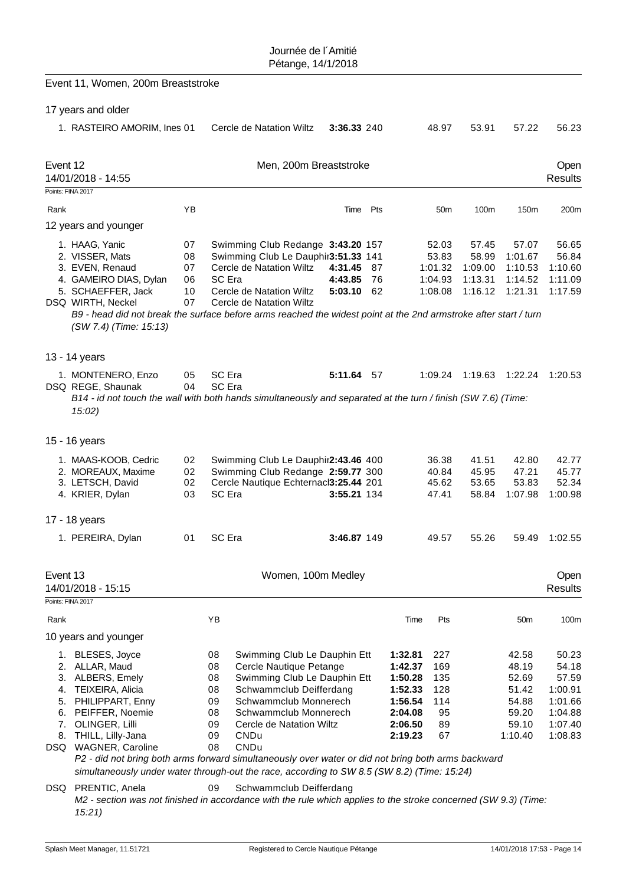Event 11, Women, 200m Breaststroke

17 years and older

| Rank | Name | YB | Club | Time | Pts | 50m | 100m | 150m | 200m |
|---|---|---|---|---|---|---|---|---|---|
| 1. | RASTEIRO AMORIM, Ines | 01 | Cercle de Natation Wiltz | **3:36.33** | 240 | 48.97 | 53.91 | 57.22 | 56.23 |

## Event 12 — Men, 200m Breaststroke — Open Results

14/01/2018 - 14:55

Points: FINA 2017

| Rank | Name | YB | Club | Time | Pts | 50m | 100m | 150m | 200m |
|---|---|---|---|---|---|---|---|---|---|
| **12 years and younger** | | | | | | | | | |
| 1. | HAAG, Yanic | 07 | Swimming Club Redange | **3:43.20** | 157 | 52.03 | 57.45 | 57.07 | 56.65 |
| 2. | VISSER, Mats | 08 | Swimming Club Le Dauphin | **3:51.33** | 141 | 53.83 | 58.99 | 1:01.67 | 56.84 |
| 3. | EVEN, Renaud | 07 | Cercle de Natation Wiltz | **4:31.45** | 87 | 1:01.32 | 1:09.00 | 1:10.53 | 1:10.60 |
| 4. | GAMEIRO DIAS, Dylan | 06 | SC Era | **4:43.85** | 76 | 1:04.93 | 1:13.31 | 1:14.52 | 1:11.09 |
| 5. | SCHAEFFER, Jack | 10 | Cercle de Natation Wiltz | **5:03.10** | 62 | 1:08.08 | 1:16.12 | 1:21.31 | 1:17.59 |
| DSQ | WIRTH, Neckel | 07 | Cercle de Natation Wiltz | | | | | | |

*B9 - head did not break the surface before arms reached the widest point at the 2nd armstroke after start / turn (SW 7.4) (Time: 15:13)*

| Rank | Name | YB | Club | Time | Pts | 50m | 100m | 150m | 200m |
|---|---|---|---|---|---|---|---|---|---|
| **13 - 14 years** | | | | | | | | | |
| 1. | MONTENERO, Enzo | 05 | SC Era | **5:11.64** | 57 | 1:09.24 | 1:19.63 | 1:22.24 | 1:20.53 |
| DSQ | REGE, Shaunak | 04 | SC Era | | | | | | |

*B14 - id not touch the wall with both hands simultaneously and separated at the turn / finish (SW 7.6) (Time: 15:02)*

| Rank | Name | YB | Club | Time | Pts | 50m | 100m | 150m | 200m |
|---|---|---|---|---|---|---|---|---|---|
| **15 - 16 years** | | | | | | | | | |
| 1. | MAAS-KOOB, Cedric | 02 | Swimming Club Le Dauphin | **2:43.46** | 400 | 36.38 | 41.51 | 42.80 | 42.77 |
| 2. | MOREAUX, Maxime | 02 | Swimming Club Redange | **2:59.77** | 300 | 40.84 | 45.95 | 47.21 | 45.77 |
| 3. | LETSCH, David | 02 | Cercle Nautique Echternach | **3:25.44** | 201 | 45.62 | 53.65 | 53.83 | 52.34 |
| 4. | KRIER, Dylan | 03 | SC Era | **3:55.21** | 134 | 47.41 | 58.84 | 1:07.98 | 1:00.98 |
| **17 - 18 years** | | | | | | | | | |
| 1. | PEREIRA, Dylan | 01 | SC Era | **3:46.87** | 149 | 49.57 | 55.26 | 59.49 | 1:02.55 |

## Event 13 — Women, 100m Medley — Open Results

14/01/2018 - 15:15

Points: FINA 2017

| Rank | Name | YB | Club | Time | Pts | 50m | 100m |
|---|---|---|---|---|---|---|---|
| **10 years and younger** | | | | | | | |
| 1. | BLESES, Joyce | 08 | Swimming Club Le Dauphin Ett | **1:32.81** | 227 | 42.58 | 50.23 |
| 2. | ALLAR, Maud | 08 | Cercle Nautique Petange | **1:42.37** | 169 | 48.19 | 54.18 |
| 3. | ALBERS, Emely | 08 | Swimming Club Le Dauphin Ett | **1:50.28** | 135 | 52.69 | 57.59 |
| 4. | TEIXEIRA, Alicia | 08 | Schwammclub Deifferdang | **1:52.33** | 128 | 51.42 | 1:00.91 |
| 5. | PHILIPPART, Enny | 09 | Schwammclub Monnerech | **1:56.54** | 114 | 54.88 | 1:01.66 |
| 6. | PEIFFER, Noemie | 08 | Schwammclub Monnerech | **2:04.08** | 95 | 59.20 | 1:04.88 |
| 7. | OLINGER, Lilli | 09 | Cercle de Natation Wiltz | **2:06.50** | 89 | 59.10 | 1:07.40 |
| 8. | THILL, Lilly-Jana | 09 | CNDu | **2:19.23** | 67 | 1:10.40 | 1:08.83 |
| DSQ | WAGNER, Caroline | 08 | CNDu | | | | |

*P2 - did not bring both arms forward simultaneously over water or did not bring both arms backward simultaneously under water through-out the race, according to SW 8.5 (SW 8.2) (Time: 15:24)*

| Rank | Name | YB | Club | Time | Pts | 50m | 100m |
|---|---|---|---|---|---|---|---|
| DSQ | PRENTIC, Anela | 09 | Schwammclub Deifferdang | | | | |

*M2 - section was not finished in accordance with the rule which applies to the stroke concerned (SW 9.3) (Time: 15:21)*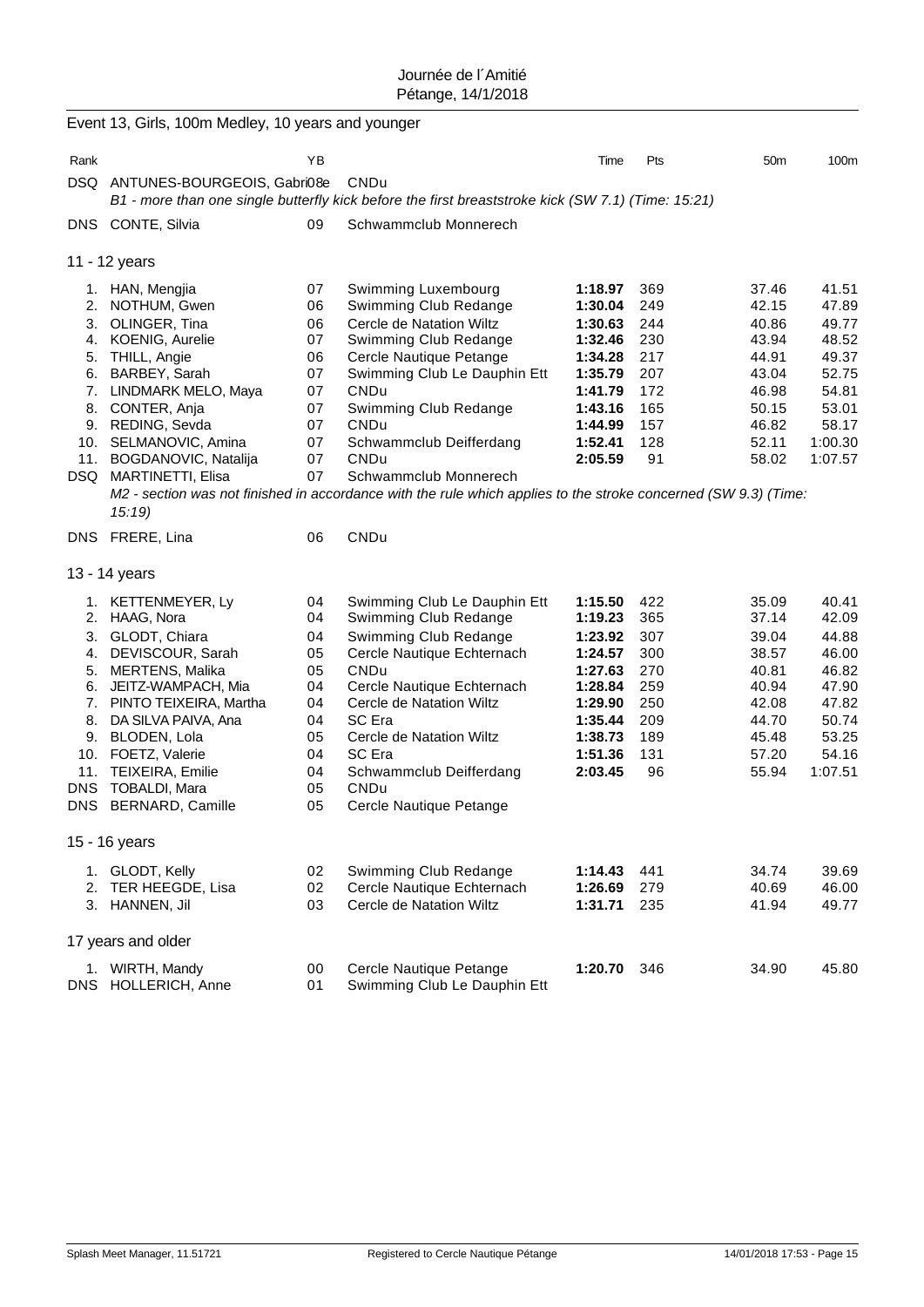Journée de l´Amitié
Pétange, 14/1/2018

## Event 13, Girls, 100m Medley, 10 years and younger

| Rank | | YB | | Time | Pts | 50m | 100m |
|---|---|---|---|---|---|---|---|
| DSQ | ANTUNES-BOURGEOIS, Gabri | 08e | CNDu | | | | |
| | *B1 - more than one single butterfly kick before the first breaststroke kick (SW 7.1) (Time: 15:21)* | | | | | | |
| DNS | CONTE, Silvia | 09 | Schwammclub Monnerech | | | | |

### 11 - 12 years

| Rank | | YB | | Time | Pts | 50m | 100m |
|---|---|---|---|---|---|---|---|
| 1. | HAN, Mengjia | 07 | Swimming Luxembourg | **1:18.97** | 369 | 37.46 | 41.51 |
| 2. | NOTHUM, Gwen | 06 | Swimming Club Redange | **1:30.04** | 249 | 42.15 | 47.89 |
| 3. | OLINGER, Tina | 06 | Cercle de Natation Wiltz | **1:30.63** | 244 | 40.86 | 49.77 |
| 4. | KOENIG, Aurelie | 07 | Swimming Club Redange | **1:32.46** | 230 | 43.94 | 48.52 |
| 5. | THILL, Angie | 06 | Cercle Nautique Petange | **1:34.28** | 217 | 44.91 | 49.37 |
| 6. | BARBEY, Sarah | 07 | Swimming Club Le Dauphin Ett | **1:35.79** | 207 | 43.04 | 52.75 |
| 7. | LINDMARK MELO, Maya | 07 | CNDu | **1:41.79** | 172 | 46.98 | 54.81 |
| 8. | CONTER, Anja | 07 | Swimming Club Redange | **1:43.16** | 165 | 50.15 | 53.01 |
| 9. | REDING, Sevda | 07 | CNDu | **1:44.99** | 157 | 46.82 | 58.17 |
| 10. | SELMANOVIC, Amina | 07 | Schwammclub Deifferdang | **1:52.41** | 128 | 52.11 | 1:00.30 |
| 11. | BOGDANOVIC, Natalija | 07 | CNDu | **2:05.59** | 91 | 58.02 | 1:07.57 |
| DSQ | MARTINETTI, Elisa | 07 | Schwammclub Monnerech | | | | |
| | *M2 - section was not finished in accordance with the rule which applies to the stroke concerned (SW 9.3) (Time: 15:19)* | | | | | | |
| DNS | FRERE, Lina | 06 | CNDu | | | | |

### 13 - 14 years

| Rank | | YB | | Time | Pts | 50m | 100m |
|---|---|---|---|---|---|---|---|
| 1. | KETTENMEYER, Ly | 04 | Swimming Club Le Dauphin Ett | **1:15.50** | 422 | 35.09 | 40.41 |
| 2. | HAAG, Nora | 04 | Swimming Club Redange | **1:19.23** | 365 | 37.14 | 42.09 |
| 3. | GLODT, Chiara | 04 | Swimming Club Redange | **1:23.92** | 307 | 39.04 | 44.88 |
| 4. | DEVISCOUR, Sarah | 05 | Cercle Nautique Echternach | **1:24.57** | 300 | 38.57 | 46.00 |
| 5. | MERTENS, Malika | 05 | CNDu | **1:27.63** | 270 | 40.81 | 46.82 |
| 6. | JEITZ-WAMPACH, Mia | 04 | Cercle Nautique Echternach | **1:28.84** | 259 | 40.94 | 47.90 |
| 7. | PINTO TEIXEIRA, Martha | 04 | Cercle de Natation Wiltz | **1:29.90** | 250 | 42.08 | 47.82 |
| 8. | DA SILVA PAIVA, Ana | 04 | SC Era | **1:35.44** | 209 | 44.70 | 50.74 |
| 9. | BLODEN, Lola | 05 | Cercle de Natation Wiltz | **1:38.73** | 189 | 45.48 | 53.25 |
| 10. | FOETZ, Valerie | 04 | SC Era | **1:51.36** | 131 | 57.20 | 54.16 |
| 11. | TEIXEIRA, Emilie | 04 | Schwammclub Deifferdang | **2:03.45** | 96 | 55.94 | 1:07.51 |
| DNS | TOBALDI, Mara | 05 | CNDu | | | | |
| DNS | BERNARD, Camille | 05 | Cercle Nautique Petange | | | | |

### 15 - 16 years

| Rank | | YB | | Time | Pts | 50m | 100m |
|---|---|---|---|---|---|---|---|
| 1. | GLODT, Kelly | 02 | Swimming Club Redange | **1:14.43** | 441 | 34.74 | 39.69 |
| 2. | TER HEEGDE, Lisa | 02 | Cercle Nautique Echternach | **1:26.69** | 279 | 40.69 | 46.00 |
| 3. | HANNEN, Jil | 03 | Cercle de Natation Wiltz | **1:31.71** | 235 | 41.94 | 49.77 |

### 17 years and older

| Rank | | YB | | Time | Pts | 50m | 100m |
|---|---|---|---|---|---|---|---|
| 1. | WIRTH, Mandy | 00 | Cercle Nautique Petange | **1:20.70** | 346 | 34.90 | 45.80 |
| DNS | HOLLERICH, Anne | 01 | Swimming Club Le Dauphin Ett | | | | |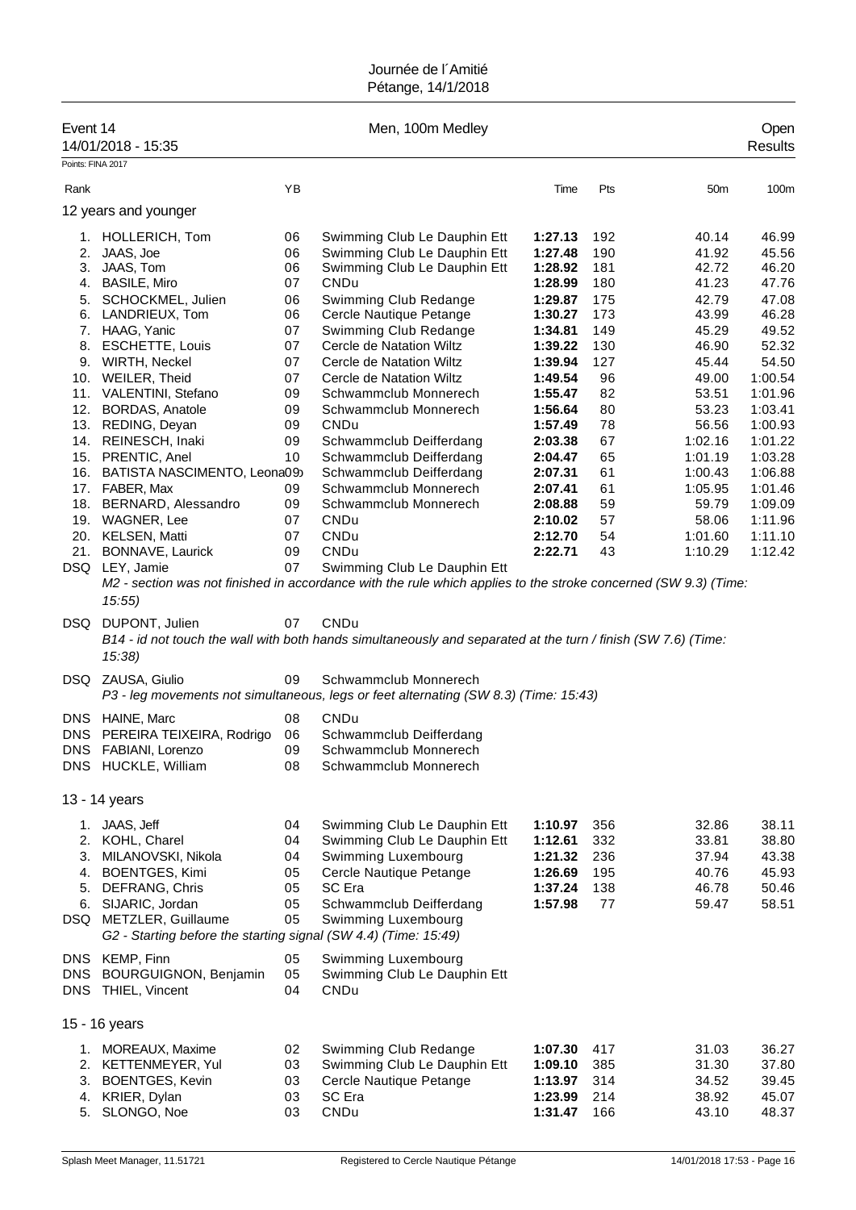Journée de l´Amitié
Pétange, 14/1/2018

## Event 14 — Men, 100m Medley — Open Results

14/01/2018 - 15:35

Points: FINA 2017

| Rank | | YB | | Time | Pts | 50m | 100m |
|---|---|---|---|---|---|---|---|
| **12 years and younger** | | | | | | | |
| 1. | HOLLERICH, Tom | 06 | Swimming Club Le Dauphin Ett | **1:27.13** | 192 | 40.14 | 46.99 |
| 2. | JAAS, Joe | 06 | Swimming Club Le Dauphin Ett | **1:27.48** | 190 | 41.92 | 45.56 |
| 3. | JAAS, Tom | 06 | Swimming Club Le Dauphin Ett | **1:28.92** | 181 | 42.72 | 46.20 |
| 4. | BASILE, Miro | 07 | CNDu | **1:28.99** | 180 | 41.23 | 47.76 |
| 5. | SCHOCKMEL, Julien | 06 | Swimming Club Redange | **1:29.87** | 175 | 42.79 | 47.08 |
| 6. | LANDRIEUX, Tom | 06 | Cercle Nautique Petange | **1:30.27** | 173 | 43.99 | 46.28 |
| 7. | HAAG, Yanic | 07 | Swimming Club Redange | **1:34.81** | 149 | 45.29 | 49.52 |
| 8. | ESCHETTE, Louis | 07 | Cercle de Natation Wiltz | **1:39.22** | 130 | 46.90 | 52.32 |
| 9. | WIRTH, Neckel | 07 | Cercle de Natation Wiltz | **1:39.94** | 127 | 45.44 | 54.50 |
| 10. | WEILER, Theid | 07 | Cercle de Natation Wiltz | **1:49.54** | 96 | 49.00 | 1:00.54 |
| 11. | VALENTINI, Stefano | 09 | Schwammclub Monnerech | **1:55.47** | 82 | 53.51 | 1:01.96 |
| 12. | BORDAS, Anatole | 09 | Schwammclub Monnerech | **1:56.64** | 80 | 53.23 | 1:03.41 |
| 13. | REDING, Deyan | 09 | CNDu | **1:57.49** | 78 | 56.56 | 1:00.93 |
| 14. | REINESCH, Inaki | 09 | Schwammclub Deifferdang | **2:03.38** | 67 | 1:02.16 | 1:01.22 |
| 15. | PRENTIC, Anel | 10 | Schwammclub Deifferdang | **2:04.47** | 65 | 1:01.19 | 1:03.28 |
| 16. | BATISTA NASCIMENTO, Leona | 09 | Schwammclub Deifferdang | **2:07.31** | 61 | 1:00.43 | 1:06.88 |
| 17. | FABER, Max | 09 | Schwammclub Monnerech | **2:07.41** | 61 | 1:05.95 | 1:01.46 |
| 18. | BERNARD, Alessandro | 09 | Schwammclub Monnerech | **2:08.88** | 59 | 59.79 | 1:09.09 |
| 19. | WAGNER, Lee | 07 | CNDu | **2:10.02** | 57 | 58.06 | 1:11.96 |
| 20. | KELSEN, Matti | 07 | CNDu | **2:12.70** | 54 | 1:01.60 | 1:11.10 |
| 21. | BONNAVE, Laurick | 09 | CNDu | **2:22.71** | 43 | 1:10.29 | 1:12.42 |
| DSQ | LEY, Jamie | 07 | Swimming Club Le Dauphin Ett | | | | |
| | *M2 - section was not finished in accordance with the rule which applies to the stroke concerned (SW 9.3) (Time: 15:55)* | | | | | | |
| DSQ | DUPONT, Julien | 07 | CNDu | | | | |
| | *B14 - id not touch the wall with both hands simultaneously and separated at the turn / finish (SW 7.6) (Time: 15:38)* | | | | | | |
| DSQ | ZAUSA, Giulio | 09 | Schwammclub Monnerech | | | | |
| | *P3 - leg movements not simultaneous, legs or feet alternating (SW 8.3) (Time: 15:43)* | | | | | | |
| DNS | HAINE, Marc | 08 | CNDu | | | | |
| DNS | PEREIRA TEIXEIRA, Rodrigo | 06 | Schwammclub Deifferdang | | | | |
| DNS | FABIANI, Lorenzo | 09 | Schwammclub Monnerech | | | | |
| DNS | HUCKLE, William | 08 | Schwammclub Monnerech | | | | |
| **13 - 14 years** | | | | | | | |
| 1. | JAAS, Jeff | 04 | Swimming Club Le Dauphin Ett | **1:10.97** | 356 | 32.86 | 38.11 |
| 2. | KOHL, Charel | 04 | Swimming Club Le Dauphin Ett | **1:12.61** | 332 | 33.81 | 38.80 |
| 3. | MILANOVSKI, Nikola | 04 | Swimming Luxembourg | **1:21.32** | 236 | 37.94 | 43.38 |
| 4. | BOENTGES, Kimi | 05 | Cercle Nautique Petange | **1:26.69** | 195 | 40.76 | 45.93 |
| 5. | DEFRANG, Chris | 05 | SC Era | **1:37.24** | 138 | 46.78 | 50.46 |
| 6. | SIJARIC, Jordan | 05 | Schwammclub Deifferdang | **1:57.98** | 77 | 59.47 | 58.51 |
| DSQ | METZLER, Guillaume | 05 | Swimming Luxembourg | | | | |
| | *G2 - Starting before the starting signal (SW 4.4) (Time: 15:49)* | | | | | | |
| DNS | KEMP, Finn | 05 | Swimming Luxembourg | | | | |
| DNS | BOURGUIGNON, Benjamin | 05 | Swimming Club Le Dauphin Ett | | | | |
| DNS | THIEL, Vincent | 04 | CNDu | | | | |
| **15 - 16 years** | | | | | | | |
| 1. | MOREAUX, Maxime | 02 | Swimming Club Redange | **1:07.30** | 417 | 31.03 | 36.27 |
| 2. | KETTENMEYER, Yul | 03 | Swimming Club Le Dauphin Ett | **1:09.10** | 385 | 31.30 | 37.80 |
| 3. | BOENTGES, Kevin | 03 | Cercle Nautique Petange | **1:13.97** | 314 | 34.52 | 39.45 |
| 4. | KRIER, Dylan | 03 | SC Era | **1:23.99** | 214 | 38.92 | 45.07 |
| 5. | SLONGO, Noe | 03 | CNDu | **1:31.47** | 166 | 43.10 | 48.37 |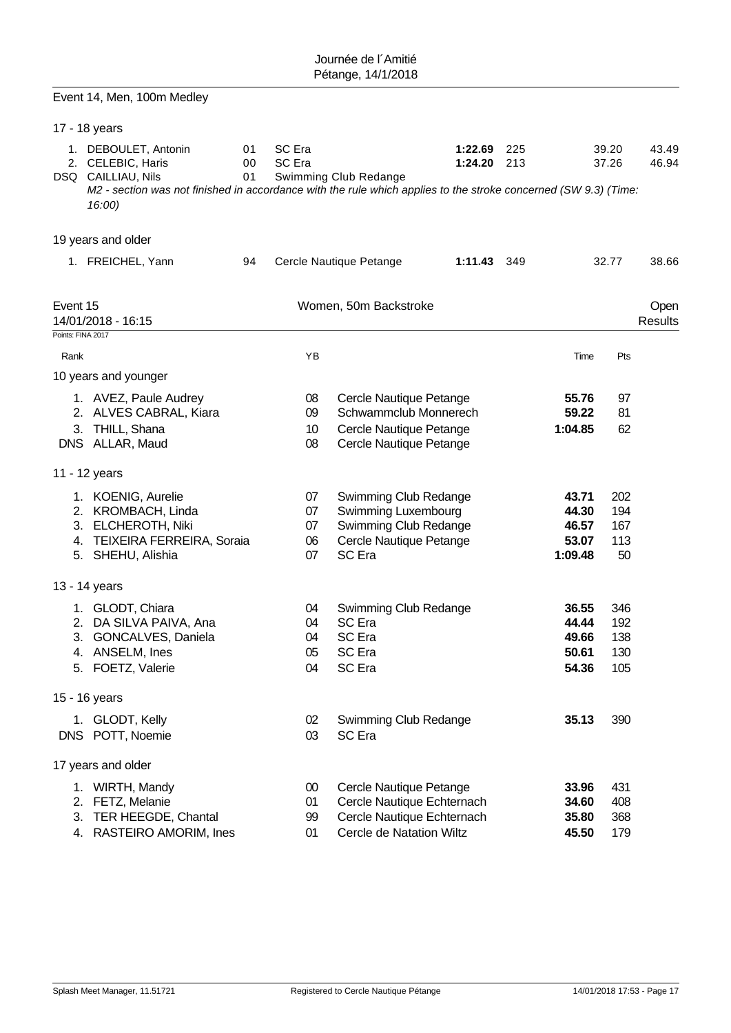Event 14, Men, 100m Medley

17 - 18 years

| Rank | Name | YB | Club | Time | Pts | 50m | 100m |
|---|---|---|---|---|---|---|---|
| 1. | DEBOULET, Antonin | 01 | SC Era | **1:22.69** | 225 | 39.20 | 43.49 |
| 2. | CELEBIC, Haris | 00 | SC Era | **1:24.20** | 213 | 37.26 | 46.94 |
| DSQ | CAILLIAU, Nils | 01 | Swimming Club Redange | | | | |

*M2 - section was not finished in accordance with the rule which applies to the stroke concerned (SW 9.3) (Time: 16:00)*

19 years and older

| Rank | Name | YB | Club | Time | Pts | 50m | 100m |
|---|---|---|---|---|---|---|---|
| 1. | FREICHEL, Yann | 94 | Cercle Nautique Petange | **1:11.43** | 349 | 32.77 | 38.66 |

## Event 15 — Women, 50m Backstroke — Open Results

14/01/2018 - 16:15

Points: FINA 2017

10 years and younger

| Rank | Name | YB | Club | Time | Pts |
|---|---|---|---|---|---|
| 1. | AVEZ, Paule Audrey | 08 | Cercle Nautique Petange | **55.76** | 97 |
| 2. | ALVES CABRAL, Kiara | 09 | Schwammclub Monnerech | **59.22** | 81 |
| 3. | THILL, Shana | 10 | Cercle Nautique Petange | **1:04.85** | 62 |
| DNS | ALLAR, Maud | 08 | Cercle Nautique Petange | | |

11 - 12 years

| Rank | Name | YB | Club | Time | Pts |
|---|---|---|---|---|---|
| 1. | KOENIG, Aurelie | 07 | Swimming Club Redange | **43.71** | 202 |
| 2. | KROMBACH, Linda | 07 | Swimming Luxembourg | **44.30** | 194 |
| 3. | ELCHEROTH, Niki | 07 | Swimming Club Redange | **46.57** | 167 |
| 4. | TEIXEIRA FERREIRA, Soraia | 06 | Cercle Nautique Petange | **53.07** | 113 |
| 5. | SHEHU, Alishia | 07 | SC Era | **1:09.48** | 50 |

13 - 14 years

| Rank | Name | YB | Club | Time | Pts |
|---|---|---|---|---|---|
| 1. | GLODT, Chiara | 04 | Swimming Club Redange | **36.55** | 346 |
| 2. | DA SILVA PAIVA, Ana | 04 | SC Era | **44.44** | 192 |
| 3. | GONCALVES, Daniela | 04 | SC Era | **49.66** | 138 |
| 4. | ANSELM, Ines | 05 | SC Era | **50.61** | 130 |
| 5. | FOETZ, Valerie | 04 | SC Era | **54.36** | 105 |

15 - 16 years

| Rank | Name | YB | Club | Time | Pts |
|---|---|---|---|---|---|
| 1. | GLODT, Kelly | 02 | Swimming Club Redange | **35.13** | 390 |
| DNS | POTT, Noemie | 03 | SC Era | | |

17 years and older

| Rank | Name | YB | Club | Time | Pts |
|---|---|---|---|---|---|
| 1. | WIRTH, Mandy | 00 | Cercle Nautique Petange | **33.96** | 431 |
| 2. | FETZ, Melanie | 01 | Cercle Nautique Echternach | **34.60** | 408 |
| 3. | TER HEEGDE, Chantal | 99 | Cercle Nautique Echternach | **35.80** | 368 |
| 4. | RASTEIRO AMORIM, Ines | 01 | Cercle de Natation Wiltz | **45.50** | 179 |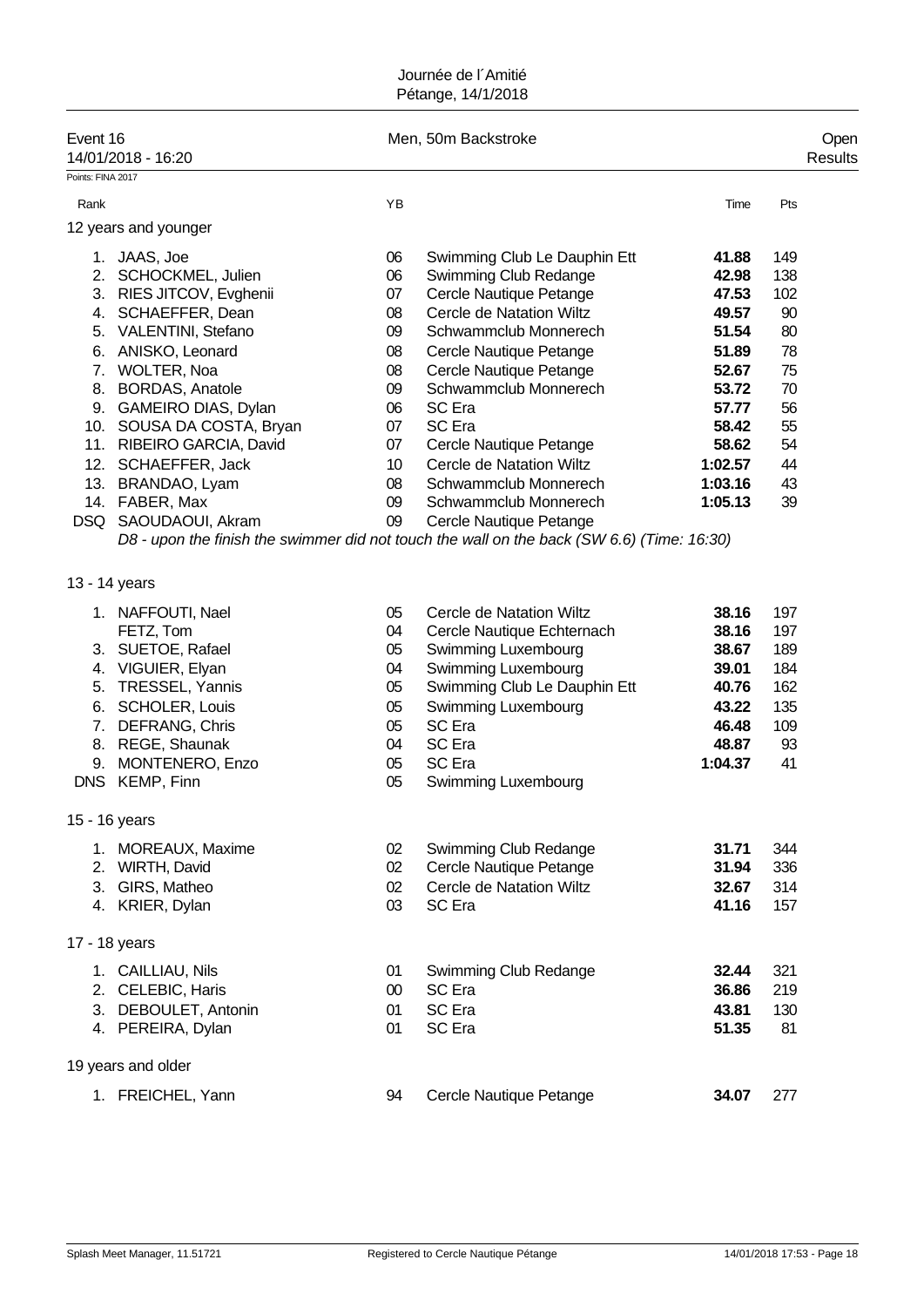Journée de l´Amitié
Pétange, 14/1/2018

## Event 16 — Men, 50m Backstroke — Open

14/01/2018 - 16:20

Results

Points: FINA 2017

| Rank | | YB | | Time | Pts |
|---|---|---|---|---|---|
| **12 years and younger** | | | | | |
| 1. | JAAS, Joe | 06 | Swimming Club Le Dauphin Ett | **41.88** | 149 |
| 2. | SCHOCKMEL, Julien | 06 | Swimming Club Redange | **42.98** | 138 |
| 3. | RIES JITCOV, Evghenii | 07 | Cercle Nautique Petange | **47.53** | 102 |
| 4. | SCHAEFFER, Dean | 08 | Cercle de Natation Wiltz | **49.57** | 90 |
| 5. | VALENTINI, Stefano | 09 | Schwammclub Monnerech | **51.54** | 80 |
| 6. | ANISKO, Leonard | 08 | Cercle Nautique Petange | **51.89** | 78 |
| 7. | WOLTER, Noa | 08 | Cercle Nautique Petange | **52.67** | 75 |
| 8. | BORDAS, Anatole | 09 | Schwammclub Monnerech | **53.72** | 70 |
| 9. | GAMEIRO DIAS, Dylan | 06 | SC Era | **57.77** | 56 |
| 10. | SOUSA DA COSTA, Bryan | 07 | SC Era | **58.42** | 55 |
| 11. | RIBEIRO GARCIA, David | 07 | Cercle Nautique Petange | **58.62** | 54 |
| 12. | SCHAEFFER, Jack | 10 | Cercle de Natation Wiltz | **1:02.57** | 44 |
| 13. | BRANDAO, Lyam | 08 | Schwammclub Monnerech | **1:03.16** | 43 |
| 14. | FABER, Max | 09 | Schwammclub Monnerech | **1:05.13** | 39 |
| DSQ | SAOUDAOUI, Akram | 09 | Cercle Nautique Petange | | |
| | *D8 - upon the finish the swimmer did not touch the wall on the back (SW 6.6) (Time: 16:30)* | | | | |
| **13 - 14 years** | | | | | |
| 1. | NAFFOUTI, Nael | 05 | Cercle de Natation Wiltz | **38.16** | 197 |
| | FETZ, Tom | 04 | Cercle Nautique Echternach | **38.16** | 197 |
| 3. | SUETOE, Rafael | 05 | Swimming Luxembourg | **38.67** | 189 |
| 4. | VIGUIER, Elyan | 04 | Swimming Luxembourg | **39.01** | 184 |
| 5. | TRESSEL, Yannis | 05 | Swimming Club Le Dauphin Ett | **40.76** | 162 |
| 6. | SCHOLER, Louis | 05 | Swimming Luxembourg | **43.22** | 135 |
| 7. | DEFRANG, Chris | 05 | SC Era | **46.48** | 109 |
| 8. | REGE, Shaunak | 04 | SC Era | **48.87** | 93 |
| 9. | MONTENERO, Enzo | 05 | SC Era | **1:04.37** | 41 |
| DNS | KEMP, Finn | 05 | Swimming Luxembourg | | |
| **15 - 16 years** | | | | | |
| 1. | MOREAUX, Maxime | 02 | Swimming Club Redange | **31.71** | 344 |
| 2. | WIRTH, David | 02 | Cercle Nautique Petange | **31.94** | 336 |
| 3. | GIRS, Matheo | 02 | Cercle de Natation Wiltz | **32.67** | 314 |
| 4. | KRIER, Dylan | 03 | SC Era | **41.16** | 157 |
| **17 - 18 years** | | | | | |
| 1. | CAILLIAU, Nils | 01 | Swimming Club Redange | **32.44** | 321 |
| 2. | CELEBIC, Haris | 00 | SC Era | **36.86** | 219 |
| 3. | DEBOULET, Antonin | 01 | SC Era | **43.81** | 130 |
| 4. | PEREIRA, Dylan | 01 | SC Era | **51.35** | 81 |
| **19 years and older** | | | | | |
| 1. | FREICHEL, Yann | 94 | Cercle Nautique Petange | **34.07** | 277 |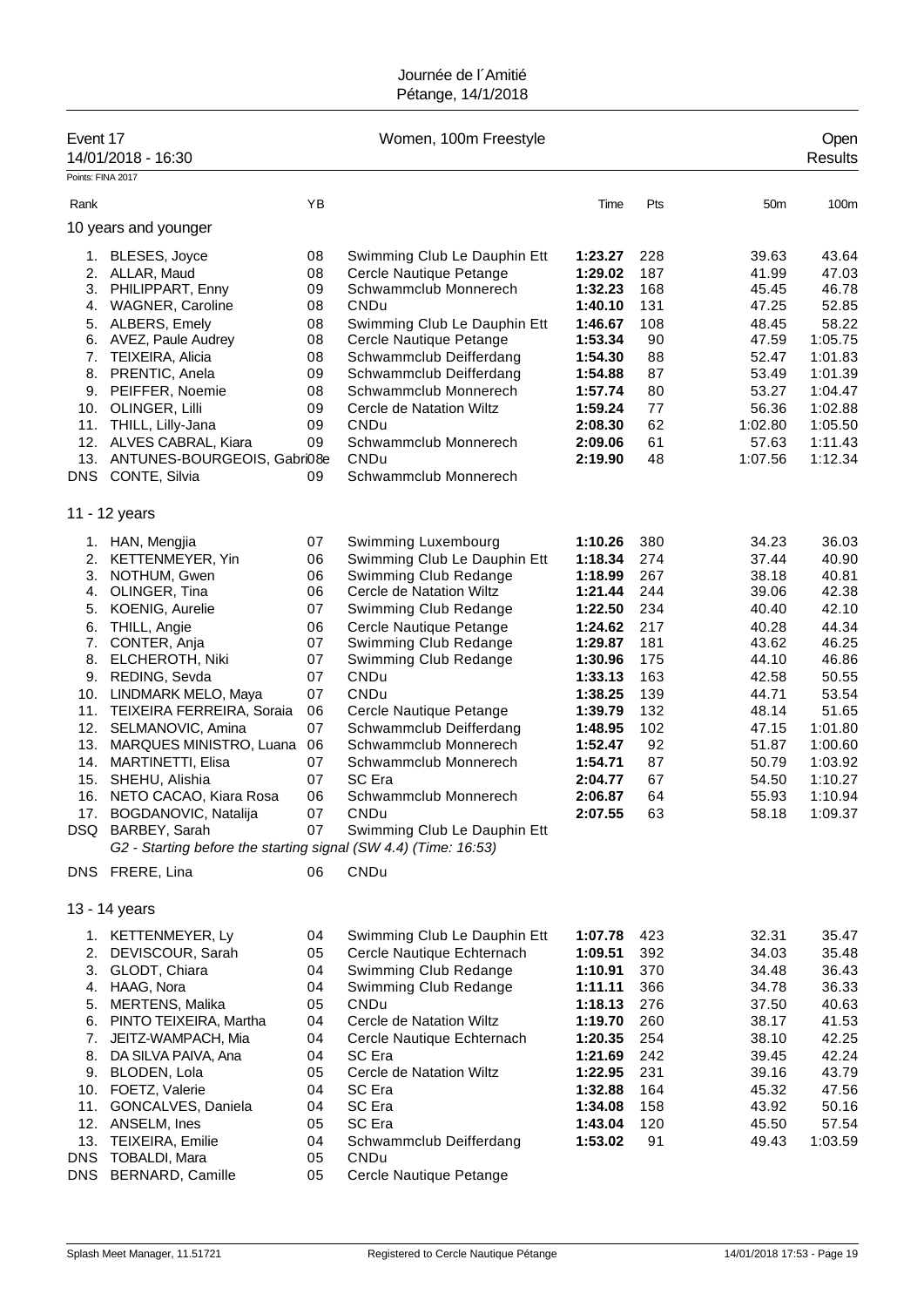Journée de l´Amitié
Pétange, 14/1/2018

Event 17 — Women, 100m Freestyle — Open
14/01/2018 - 16:30 — Results

Points: FINA 2017

| Rank | | YB | | Time | Pts | 50m | 100m |
|---|---|---|---|---|---|---|---|
| **10 years and younger** | | | | | | | |
| 1. | BLESES, Joyce | 08 | Swimming Club Le Dauphin Ett | **1:23.27** | 228 | 39.63 | 43.64 |
| 2. | ALLAR, Maud | 08 | Cercle Nautique Petange | **1:29.02** | 187 | 41.99 | 47.03 |
| 3. | PHILIPPART, Enny | 09 | Schwammclub Monnerech | **1:32.23** | 168 | 45.45 | 46.78 |
| 4. | WAGNER, Caroline | 08 | CNDu | **1:40.10** | 131 | 47.25 | 52.85 |
| 5. | ALBERS, Emely | 08 | Swimming Club Le Dauphin Ett | **1:46.67** | 108 | 48.45 | 58.22 |
| 6. | AVEZ, Paule Audrey | 08 | Cercle Nautique Petange | **1:53.34** | 90 | 47.59 | 1:05.75 |
| 7. | TEIXEIRA, Alicia | 08 | Schwammclub Deifferdang | **1:54.30** | 88 | 52.47 | 1:01.83 |
| 8. | PRENTIC, Anela | 09 | Schwammclub Deifferdang | **1:54.88** | 87 | 53.49 | 1:01.39 |
| 9. | PEIFFER, Noemie | 08 | Schwammclub Monnerech | **1:57.74** | 80 | 53.27 | 1:04.47 |
| 10. | OLINGER, Lilli | 09 | Cercle de Natation Wiltz | **1:59.24** | 77 | 56.36 | 1:02.88 |
| 11. | THILL, Lilly-Jana | 09 | CNDu | **2:08.30** | 62 | 1:02.80 | 1:05.50 |
| 12. | ALVES CABRAL, Kiara | 09 | Schwammclub Monnerech | **2:09.06** | 61 | 57.63 | 1:11.43 |
| 13. | ANTUNES-BOURGEOIS, Gabrielle | 08 | CNDu | **2:19.90** | 48 | 1:07.56 | 1:12.34 |
| DNS | CONTE, Silvia | 09 | Schwammclub Monnerech | | | | |
| **11 - 12 years** | | | | | | | |
| 1. | HAN, Mengjia | 07 | Swimming Luxembourg | **1:10.26** | 380 | 34.23 | 36.03 |
| 2. | KETTENMEYER, Yin | 06 | Swimming Club Le Dauphin Ett | **1:18.34** | 274 | 37.44 | 40.90 |
| 3. | NOTHUM, Gwen | 06 | Swimming Club Redange | **1:18.99** | 267 | 38.18 | 40.81 |
| 4. | OLINGER, Tina | 06 | Cercle de Natation Wiltz | **1:21.44** | 244 | 39.06 | 42.38 |
| 5. | KOENIG, Aurelie | 07 | Swimming Club Redange | **1:22.50** | 234 | 40.40 | 42.10 |
| 6. | THILL, Angie | 06 | Cercle Nautique Petange | **1:24.62** | 217 | 40.28 | 44.34 |
| 7. | CONTER, Anja | 07 | Swimming Club Redange | **1:29.87** | 181 | 43.62 | 46.25 |
| 8. | ELCHEROTH, Niki | 07 | Swimming Club Redange | **1:30.96** | 175 | 44.10 | 46.86 |
| 9. | REDING, Sevda | 07 | CNDu | **1:33.13** | 163 | 42.58 | 50.55 |
| 10. | LINDMARK MELO, Maya | 07 | CNDu | **1:38.25** | 139 | 44.71 | 53.54 |
| 11. | TEIXEIRA FERREIRA, Soraia | 06 | Cercle Nautique Petange | **1:39.79** | 132 | 48.14 | 51.65 |
| 12. | SELMANOVIC, Amina | 07 | Schwammclub Deifferdang | **1:48.95** | 102 | 47.15 | 1:01.80 |
| 13. | MARQUES MINISTRO, Luana | 06 | Schwammclub Monnerech | **1:52.47** | 92 | 51.87 | 1:00.60 |
| 14. | MARTINETTI, Elisa | 07 | Schwammclub Monnerech | **1:54.71** | 87 | 50.79 | 1:03.92 |
| 15. | SHEHU, Alishia | 07 | SC Era | **2:04.77** | 67 | 54.50 | 1:10.27 |
| 16. | NETO CACAO, Kiara Rosa | 06 | Schwammclub Monnerech | **2:06.87** | 64 | 55.93 | 1:10.94 |
| 17. | BOGDANOVIC, Natalija | 07 | CNDu | **2:07.55** | 63 | 58.18 | 1:09.37 |
| DSQ | BARBEY, Sarah | 07 | Swimming Club Le Dauphin Ett | | | | |
| | *G2 - Starting before the starting signal (SW 4.4) (Time: 16:53)* | | | | | | |
| DNS | FRERE, Lina | 06 | CNDu | | | | |
| **13 - 14 years** | | | | | | | |
| 1. | KETTENMEYER, Ly | 04 | Swimming Club Le Dauphin Ett | **1:07.78** | 423 | 32.31 | 35.47 |
| 2. | DEVISCOUR, Sarah | 05 | Cercle Nautique Echternach | **1:09.51** | 392 | 34.03 | 35.48 |
| 3. | GLODT, Chiara | 04 | Swimming Club Redange | **1:10.91** | 370 | 34.48 | 36.43 |
| 4. | HAAG, Nora | 04 | Swimming Club Redange | **1:11.11** | 366 | 34.78 | 36.33 |
| 5. | MERTENS, Malika | 05 | CNDu | **1:18.13** | 276 | 37.50 | 40.63 |
| 6. | PINTO TEIXEIRA, Martha | 04 | Cercle de Natation Wiltz | **1:19.70** | 260 | 38.17 | 41.53 |
| 7. | JEITZ-WAMPACH, Mia | 04 | Cercle Nautique Echternach | **1:20.35** | 254 | 38.10 | 42.25 |
| 8. | DA SILVA PAIVA, Ana | 04 | SC Era | **1:21.69** | 242 | 39.45 | 42.24 |
| 9. | BLODEN, Lola | 05 | Cercle de Natation Wiltz | **1:22.95** | 231 | 39.16 | 43.79 |
| 10. | FOETZ, Valerie | 04 | SC Era | **1:32.88** | 164 | 45.32 | 47.56 |
| 11. | GONCALVES, Daniela | 04 | SC Era | **1:34.08** | 158 | 43.92 | 50.16 |
| 12. | ANSELM, Ines | 05 | SC Era | **1:43.04** | 120 | 45.50 | 57.54 |
| 13. | TEIXEIRA, Emilie | 04 | Schwammclub Deifferdang | **1:53.02** | 91 | 49.43 | 1:03.59 |
| DNS | TOBALDI, Mara | 05 | CNDu | | | | |
| DNS | BERNARD, Camille | 05 | Cercle Nautique Petange | | | | |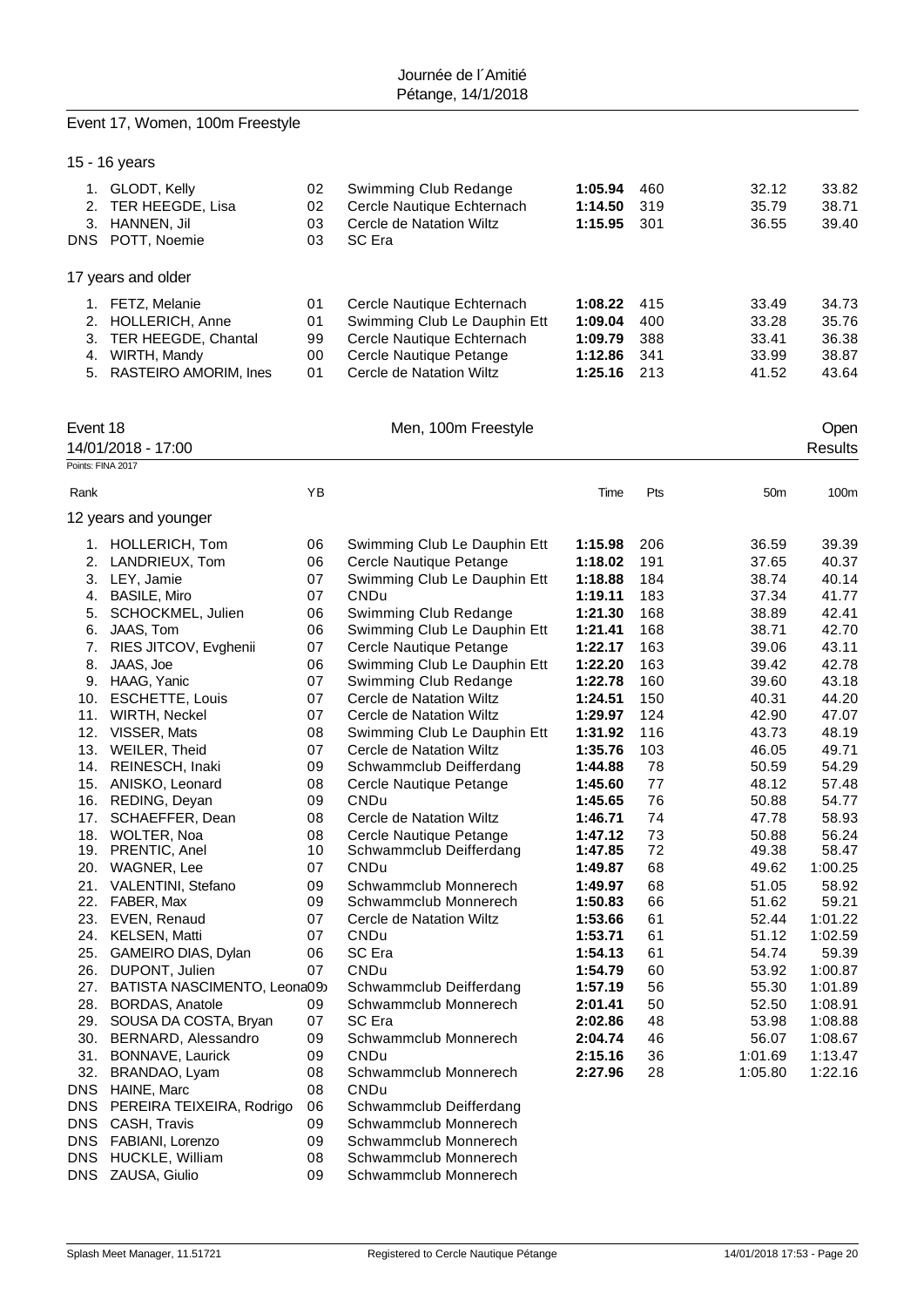## Event 17, Women, 100m Freestyle

### 15 - 16 years

| Rank | Name | YB | Club | Time | Pts | 50m | 100m |
|---|---|---|---|---|---|---|---|
| 1. | GLODT, Kelly | 02 | Swimming Club Redange | **1:05.94** | 460 | 32.12 | 33.82 |
| 2. | TER HEEGDE, Lisa | 02 | Cercle Nautique Echternach | **1:14.50** | 319 | 35.79 | 38.71 |
| 3. | HANNEN, Jil | 03 | Cercle de Natation Wiltz | **1:15.95** | 301 | 36.55 | 39.40 |
| DNS | POTT, Noemie | 03 | SC Era | | | | |

### 17 years and older

| Rank | Name | YB | Club | Time | Pts | 50m | 100m |
|---|---|---|---|---|---|---|---|
| 1. | FETZ, Melanie | 01 | Cercle Nautique Echternach | **1:08.22** | 415 | 33.49 | 34.73 |
| 2. | HOLLERICH, Anne | 01 | Swimming Club Le Dauphin Ett | **1:09.04** | 400 | 33.28 | 35.76 |
| 3. | TER HEEGDE, Chantal | 99 | Cercle Nautique Echternach | **1:09.79** | 388 | 33.41 | 36.38 |
| 4. | WIRTH, Mandy | 00 | Cercle Nautique Petange | **1:12.86** | 341 | 33.99 | 38.87 |
| 5. | RASTEIRO AMORIM, Ines | 01 | Cercle de Natation Wiltz | **1:25.16** | 213 | 41.52 | 43.64 |

## Event 18 — Men, 100m Freestyle — Open

14/01/2018 - 17:00 — Results

Points: FINA 2017

### 12 years and younger

| Rank | Name | YB | Club | Time | Pts | 50m | 100m |
|---|---|---|---|---|---|---|---|
| 1. | HOLLERICH, Tom | 06 | Swimming Club Le Dauphin Ett | **1:15.98** | 206 | 36.59 | 39.39 |
| 2. | LANDRIEUX, Tom | 06 | Cercle Nautique Petange | **1:18.02** | 191 | 37.65 | 40.37 |
| 3. | LEY, Jamie | 07 | Swimming Club Le Dauphin Ett | **1:18.88** | 184 | 38.74 | 40.14 |
| 4. | BASILE, Miro | 07 | CNDu | **1:19.11** | 183 | 37.34 | 41.77 |
| 5. | SCHOCKMEL, Julien | 06 | Swimming Club Redange | **1:21.30** | 168 | 38.89 | 42.41 |
| 6. | JAAS, Tom | 06 | Swimming Club Le Dauphin Ett | **1:21.41** | 168 | 38.71 | 42.70 |
| 7. | RIES JITCOV, Evghenii | 07 | Cercle Nautique Petange | **1:22.17** | 163 | 39.06 | 43.11 |
| 8. | JAAS, Joe | 06 | Swimming Club Le Dauphin Ett | **1:22.20** | 163 | 39.42 | 42.78 |
| 9. | HAAG, Yanic | 07 | Swimming Club Redange | **1:22.78** | 160 | 39.60 | 43.18 |
| 10. | ESCHETTE, Louis | 07 | Cercle de Natation Wiltz | **1:24.51** | 150 | 40.31 | 44.20 |
| 11. | WIRTH, Neckel | 07 | Cercle de Natation Wiltz | **1:29.97** | 124 | 42.90 | 47.07 |
| 12. | VISSER, Mats | 08 | Swimming Club Le Dauphin Ett | **1:31.92** | 116 | 43.73 | 48.19 |
| 13. | WEILER, Theid | 07 | Cercle de Natation Wiltz | **1:35.76** | 103 | 46.05 | 49.71 |
| 14. | REINESCH, Inaki | 09 | Schwammclub Deifferdang | **1:44.88** | 78 | 50.59 | 54.29 |
| 15. | ANISKO, Leonard | 08 | Cercle Nautique Petange | **1:45.60** | 77 | 48.12 | 57.48 |
| 16. | REDING, Deyan | 09 | CNDu | **1:45.65** | 76 | 50.88 | 54.77 |
| 17. | SCHAEFFER, Dean | 08 | Cercle de Natation Wiltz | **1:46.71** | 74 | 47.78 | 58.93 |
| 18. | WOLTER, Noa | 08 | Cercle Nautique Petange | **1:47.12** | 73 | 50.88 | 56.24 |
| 19. | PRENTIC, Anel | 10 | Schwammclub Deifferdang | **1:47.85** | 72 | 49.38 | 58.47 |
| 20. | WAGNER, Lee | 07 | CNDu | **1:49.87** | 68 | 49.62 | 1:00.25 |
| 21. | VALENTINI, Stefano | 09 | Schwammclub Monnerech | **1:49.97** | 68 | 51.05 | 58.92 |
| 22. | FABER, Max | 09 | Schwammclub Monnerech | **1:50.83** | 66 | 51.62 | 59.21 |
| 23. | EVEN, Renaud | 07 | Cercle de Natation Wiltz | **1:53.66** | 61 | 52.44 | 1:01.22 |
| 24. | KELSEN, Matti | 07 | CNDu | **1:53.71** | 61 | 51.12 | 1:02.59 |
| 25. | GAMEIRO DIAS, Dylan | 06 | SC Era | **1:54.13** | 61 | 54.74 | 59.39 |
| 26. | DUPONT, Julien | 07 | CNDu | **1:54.79** | 60 | 53.92 | 1:00.87 |
| 27. | BATISTA NASCIMENTO, Leona | 09 | Schwammclub Deifferdang | **1:57.19** | 56 | 55.30 | 1:01.89 |
| 28. | BORDAS, Anatole | 09 | Schwammclub Monnerech | **2:01.41** | 50 | 52.50 | 1:08.91 |
| 29. | SOUSA DA COSTA, Bryan | 07 | SC Era | **2:02.86** | 48 | 53.98 | 1:08.88 |
| 30. | BERNARD, Alessandro | 09 | Schwammclub Monnerech | **2:04.74** | 46 | 56.07 | 1:08.67 |
| 31. | BONNAVE, Laurick | 09 | CNDu | **2:15.16** | 36 | 1:01.69 | 1:13.47 |
| 32. | BRANDAO, Lyam | 08 | Schwammclub Monnerech | **2:27.96** | 28 | 1:05.80 | 1:22.16 |
| DNS | HAINE, Marc | 08 | CNDu | | | | |
| DNS | PEREIRA TEIXEIRA, Rodrigo | 06 | Schwammclub Deifferdang | | | | |
| DNS | CASH, Travis | 09 | Schwammclub Monnerech | | | | |
| DNS | FABIANI, Lorenzo | 09 | Schwammclub Monnerech | | | | |
| DNS | HUCKLE, William | 08 | Schwammclub Monnerech | | | | |
| DNS | ZAUSA, Giulio | 09 | Schwammclub Monnerech | | | | |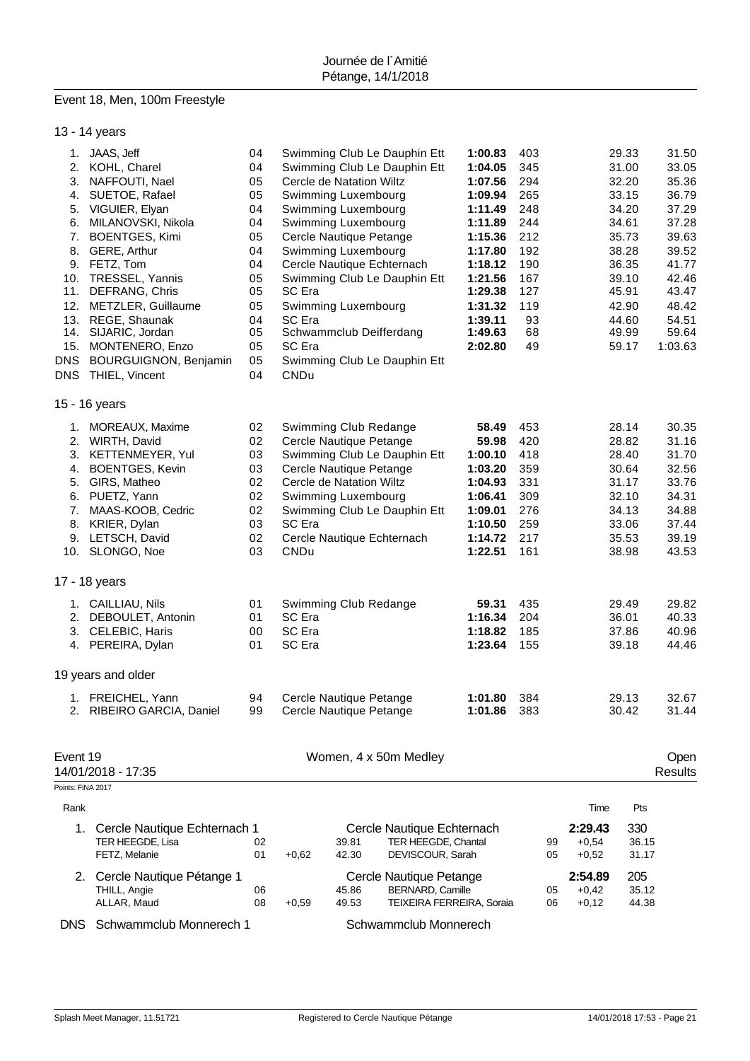Journée de l´Amitié
Pétange, 14/1/2018

## Event 18, Men, 100m Freestyle

### 13 - 14 years

| Rank | Name | YoB | Club | Time | Pts | 50m | 100m |
|---|---|---|---|---|---|---|---|
| 1. | JAAS, Jeff | 04 | Swimming Club Le Dauphin Ett | **1:00.83** | 403 | 29.33 | 31.50 |
| 2. | KOHL, Charel | 04 | Swimming Club Le Dauphin Ett | **1:04.05** | 345 | 31.00 | 33.05 |
| 3. | NAFFOUTI, Nael | 05 | Cercle de Natation Wiltz | **1:07.56** | 294 | 32.20 | 35.36 |
| 4. | SUETOE, Rafael | 05 | Swimming Luxembourg | **1:09.94** | 265 | 33.15 | 36.79 |
| 5. | VIGUIER, Elyan | 04 | Swimming Luxembourg | **1:11.49** | 248 | 34.20 | 37.29 |
| 6. | MILANOVSKI, Nikola | 04 | Swimming Luxembourg | **1:11.89** | 244 | 34.61 | 37.28 |
| 7. | BOENTGES, Kimi | 05 | Cercle Nautique Petange | **1:15.36** | 212 | 35.73 | 39.63 |
| 8. | GERE, Arthur | 04 | Swimming Luxembourg | **1:17.80** | 192 | 38.28 | 39.52 |
| 9. | FETZ, Tom | 04 | Cercle Nautique Echternach | **1:18.12** | 190 | 36.35 | 41.77 |
| 10. | TRESSEL, Yannis | 05 | Swimming Club Le Dauphin Ett | **1:21.56** | 167 | 39.10 | 42.46 |
| 11. | DEFRANG, Chris | 05 | SC Era | **1:29.38** | 127 | 45.91 | 43.47 |
| 12. | METZLER, Guillaume | 05 | Swimming Luxembourg | **1:31.32** | 119 | 42.90 | 48.42 |
| 13. | REGE, Shaunak | 04 | SC Era | **1:39.11** | 93 | 44.60 | 54.51 |
| 14. | SIJARIC, Jordan | 05 | Schwammclub Deifferdang | **1:49.63** | 68 | 49.99 | 59.64 |
| 15. | MONTENERO, Enzo | 05 | SC Era | **2:02.80** | 49 | 59.17 | 1:03.63 |
| DNS | BOURGUIGNON, Benjamin | 05 | Swimming Club Le Dauphin Ett | | | | |
| DNS | THIEL, Vincent | 04 | CNDu | | | | |

### 15 - 16 years

| Rank | Name | YoB | Club | Time | Pts | 50m | 100m |
|---|---|---|---|---|---|---|---|
| 1. | MOREAUX, Maxime | 02 | Swimming Club Redange | **58.49** | 453 | 28.14 | 30.35 |
| 2. | WIRTH, David | 02 | Cercle Nautique Petange | **59.98** | 420 | 28.82 | 31.16 |
| 3. | KETTENMEYER, Yul | 03 | Swimming Club Le Dauphin Ett | **1:00.10** | 418 | 28.40 | 31.70 |
| 4. | BOENTGES, Kevin | 03 | Cercle Nautique Petange | **1:03.20** | 359 | 30.64 | 32.56 |
| 5. | GIRS, Matheo | 02 | Cercle de Natation Wiltz | **1:04.93** | 331 | 31.17 | 33.76 |
| 6. | PUETZ, Yann | 02 | Swimming Luxembourg | **1:06.41** | 309 | 32.10 | 34.31 |
| 7. | MAAS-KOOB, Cedric | 02 | Swimming Club Le Dauphin Ett | **1:09.01** | 276 | 34.13 | 34.88 |
| 8. | KRIER, Dylan | 03 | SC Era | **1:10.50** | 259 | 33.06 | 37.44 |
| 9. | LETSCH, David | 02 | Cercle Nautique Echternach | **1:14.72** | 217 | 35.53 | 39.19 |
| 10. | SLONGO, Noe | 03 | CNDu | **1:22.51** | 161 | 38.98 | 43.53 |

### 17 - 18 years

| Rank | Name | YoB | Club | Time | Pts | 50m | 100m |
|---|---|---|---|---|---|---|---|
| 1. | CAILLIAU, Nils | 01 | Swimming Club Redange | **59.31** | 435 | 29.49 | 29.82 |
| 2. | DEBOULET, Antonin | 01 | SC Era | **1:16.34** | 204 | 36.01 | 40.33 |
| 3. | CELEBIC, Haris | 00 | SC Era | **1:18.82** | 185 | 37.86 | 40.96 |
| 4. | PEREIRA, Dylan | 01 | SC Era | **1:23.64** | 155 | 39.18 | 44.46 |

### 19 years and older

| Rank | Name | YoB | Club | Time | Pts | 50m | 100m |
|---|---|---|---|---|---|---|---|
| 1. | FREICHEL, Yann | 94 | Cercle Nautique Petange | **1:01.80** | 384 | 29.13 | 32.67 |
| 2. | RIBEIRO GARCIA, Daniel | 99 | Cercle Nautique Petange | **1:01.86** | 383 | 30.42 | 31.44 |

## Event 19 — Women, 4 x 50m Medley — Open

14/01/2018 - 17:35 — Results

Points: FINA 2017

| Rank | Team / Swimmer | YoB | Reaction | Split | Club / Swimmer | YoB | Time / Reaction | Pts / Split |
|---|---|---|---|---|---|---|---|---|
| 1. | Cercle Nautique Echternach 1 | | | | Cercle Nautique Echternach | | **2:29.43** | 330 |
| | TER HEEGDE, Lisa | 02 | | 39.81 | TER HEEGDE, Chantal | 99 | +0,54 | 36.15 |
| | FETZ, Melanie | 01 | +0,62 | 42.30 | DEVISCOUR, Sarah | 05 | +0,52 | 31.17 |
| 2. | Cercle Nautique Pétange 1 | | | | Cercle Nautique Petange | | **2:54.89** | 205 |
| | THILL, Angie | 06 | | 45.86 | BERNARD, Camille | 05 | +0,42 | 35.12 |
| | ALLAR, Maud | 08 | +0,59 | 49.53 | TEIXEIRA FERREIRA, Soraia | 06 | +0,12 | 44.38 |
| DNS | Schwammclub Monnerech 1 | | | | Schwammclub Monnerech | | | |

Splash Meet Manager, 11.51721 — Registered to Cercle Nautique Pétange — 14/01/2018 17:53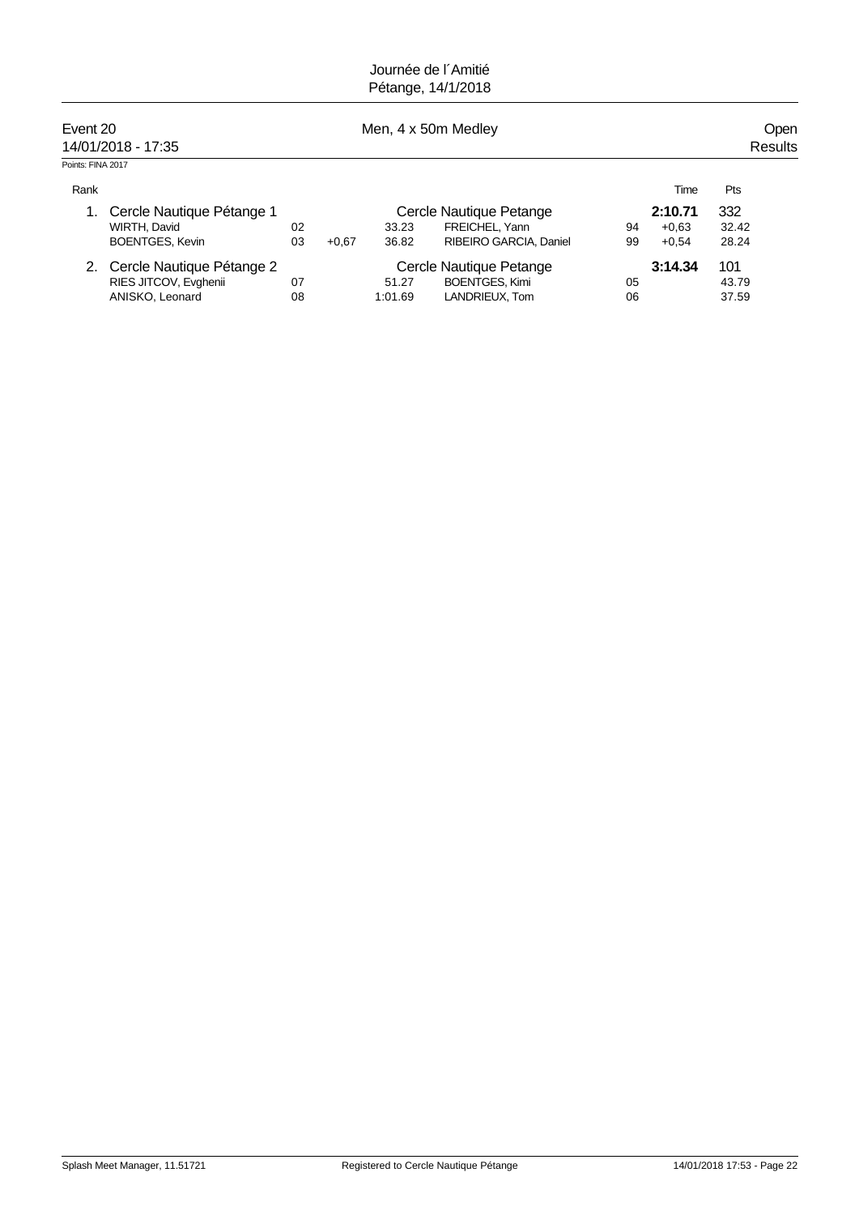Journée de l´Amitié
Pétange, 14/1/2018

Event 20 — Men, 4 x 50m Medley — Open

14/01/2018 - 17:35 — Results

Points: FINA 2017

| Rank | | | | | | | | Time | Pts |
|---|---|---|---|---|---|---|---|---|---|
| 1. | **Cercle Nautique Pétange 1** | | | | Cercle Nautique Petange | | | **2:10.71** | 332 |
| | WIRTH, David | 02 | | 33.23 | FREICHEL, Yann | 94 | | +0,63 | 32.42 |
| | BOENTGES, Kevin | 03 | +0,67 | 36.82 | RIBEIRO GARCIA, Daniel | 99 | | +0,54 | 28.24 |
| 2. | **Cercle Nautique Pétange 2** | | | | Cercle Nautique Petange | | | **3:14.34** | 101 |
| | RIES JITCOV, Evghenii | 07 | | 51.27 | BOENTGES, Kimi | 05 | | | 43.79 |
| | ANISKO, Leonard | 08 | | 1:01.69 | LANDRIEUX, Tom | 06 | | | 37.59 |